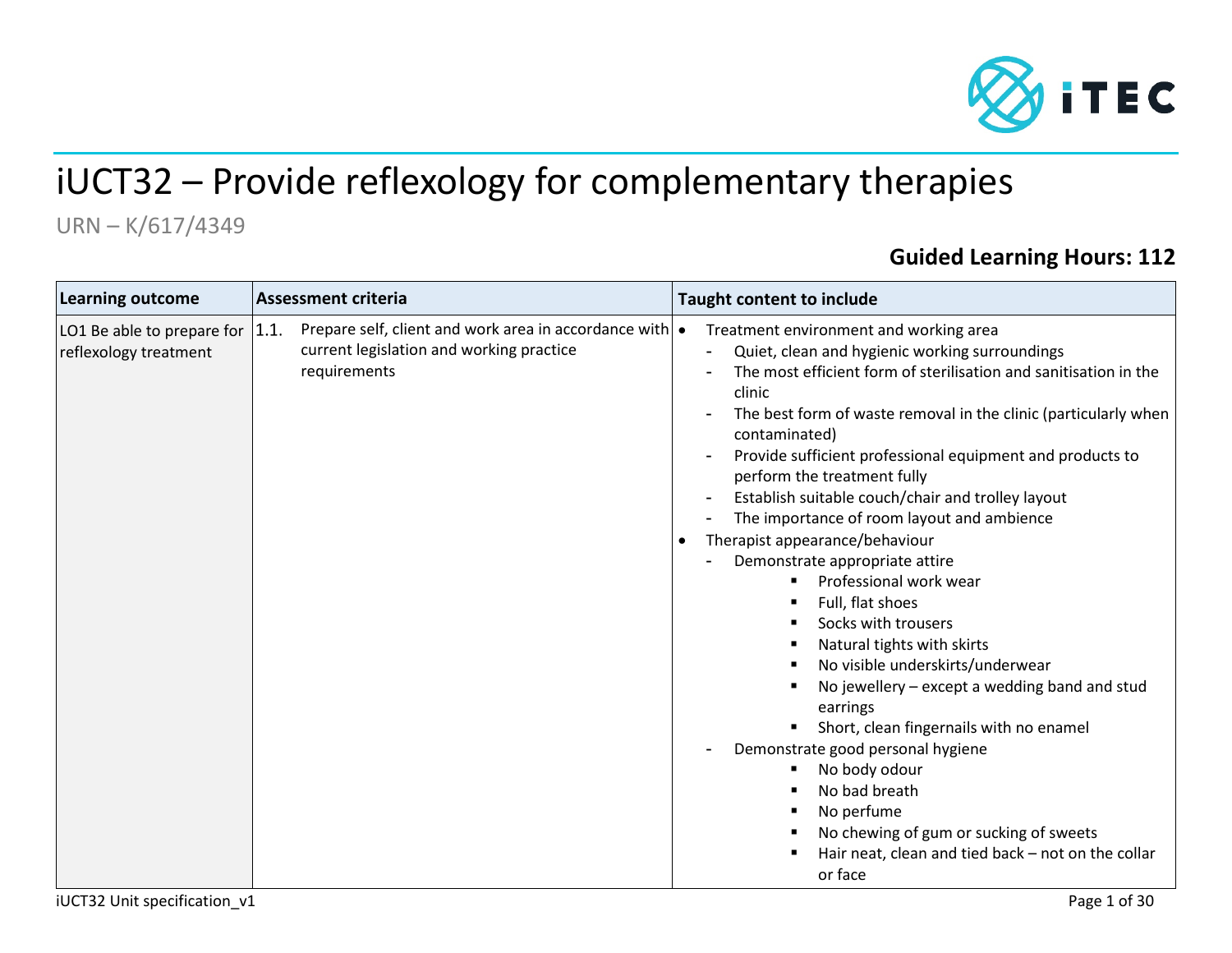# iUCT32 – Provide reflexology for complementary therapies

URN – K/617/4349

**Guided Learning Hours: 112**

| Learning outcome | Assessment criteria | Taught content to include |
|---|---|---|
| LO1 Be able to prepare for reflexology treatment | 1.1. Prepare self, client and work area in accordance with current legislation and working practice requirements | • Treatment environment and working area<br>- Quiet, clean and hygienic working surroundings<br>- The most efficient form of sterilisation and sanitisation in the clinic<br>- The best form of waste removal in the clinic (particularly when contaminated)<br>- Provide sufficient professional equipment and products to perform the treatment fully<br>- Establish suitable couch/chair and trolley layout<br>- The importance of room layout and ambience<br>• Therapist appearance/behaviour<br>- Demonstrate appropriate attire<br>▪ Professional work wear<br>▪ Full, flat shoes<br>▪ Socks with trousers<br>▪ Natural tights with skirts<br>▪ No visible underskirts/underwear<br>▪ No jewellery – except a wedding band and stud earrings<br>▪ Short, clean fingernails with no enamel<br>- Demonstrate good personal hygiene<br>▪ No body odour<br>▪ No bad breath<br>▪ No perfume<br>▪ No chewing of gum or sucking of sweets<br>▪ Hair neat, clean and tied back – not on the collar or face |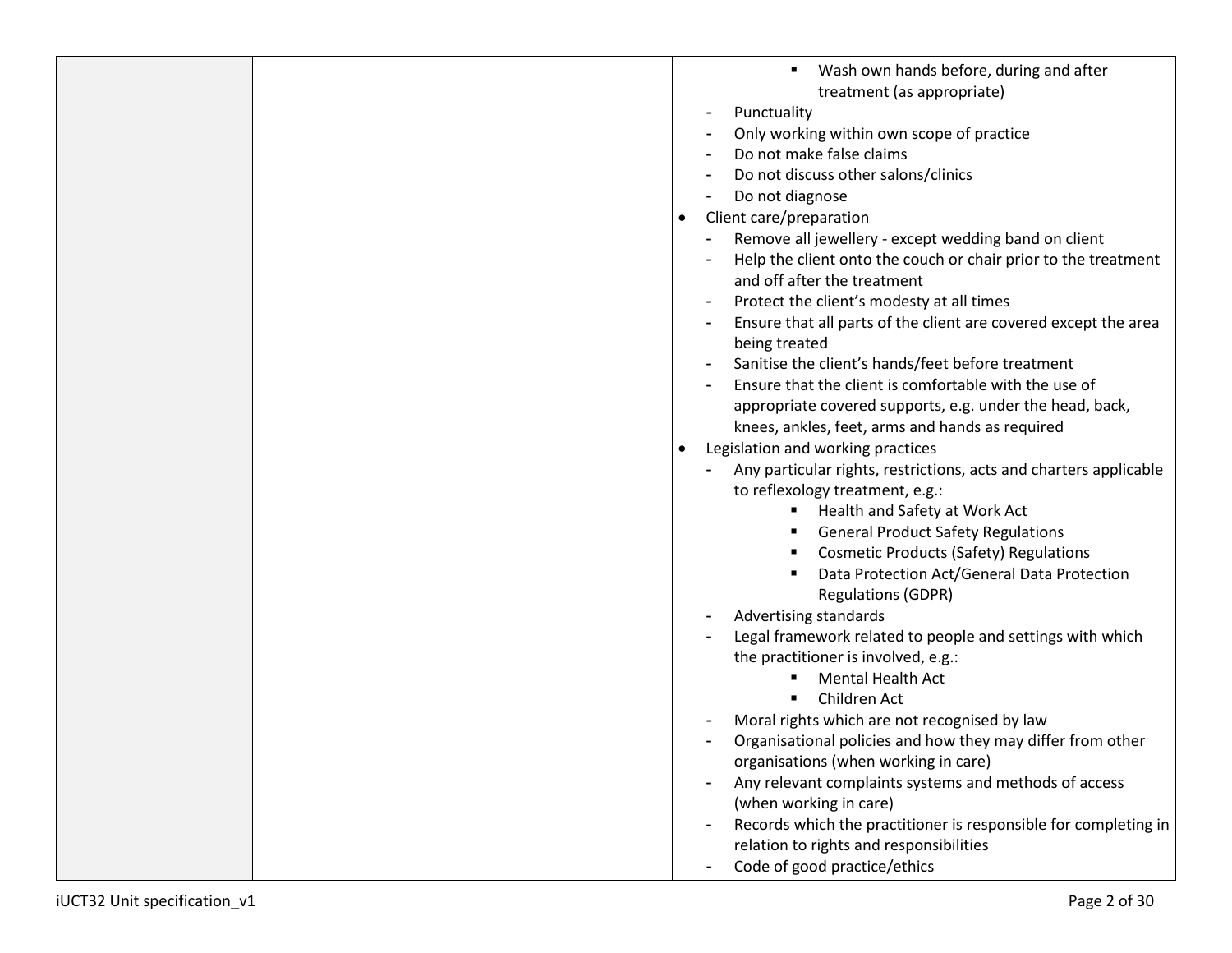| | | - Wash own hands before, during and after treatment (as appropriate)<br>- Punctuality<br>- Only working within own scope of practice<br>- Do not make false claims<br>- Do not discuss other salons/clinics<br>- Do not diagnose<br>• Client care/preparation<br>- Remove all jewellery - except wedding band on client<br>- Help the client onto the couch or chair prior to the treatment and off after the treatment<br>- Protect the client's modesty at all times<br>- Ensure that all parts of the client are covered except the area being treated<br>- Sanitise the client's hands/feet before treatment<br>- Ensure that the client is comfortable with the use of appropriate covered supports, e.g. under the head, back, knees, ankles, feet, arms and hands as required<br>• Legislation and working practices<br>- Any particular rights, restrictions, acts and charters applicable to reflexology treatment, e.g.:<br>▪ Health and Safety at Work Act<br>▪ General Product Safety Regulations<br>▪ Cosmetic Products (Safety) Regulations<br>▪ Data Protection Act/General Data Protection Regulations (GDPR)<br>- Advertising standards<br>- Legal framework related to people and settings with which the practitioner is involved, e.g.:<br>▪ Mental Health Act<br>▪ Children Act<br>- Moral rights which are not recognised by law<br>- Organisational policies and how they may differ from other organisations (when working in care)<br>- Any relevant complaints systems and methods of access (when working in care)<br>- Records which the practitioner is responsible for completing in relation to rights and responsibilities<br>- Code of good practice/ethics |
|---|---|---|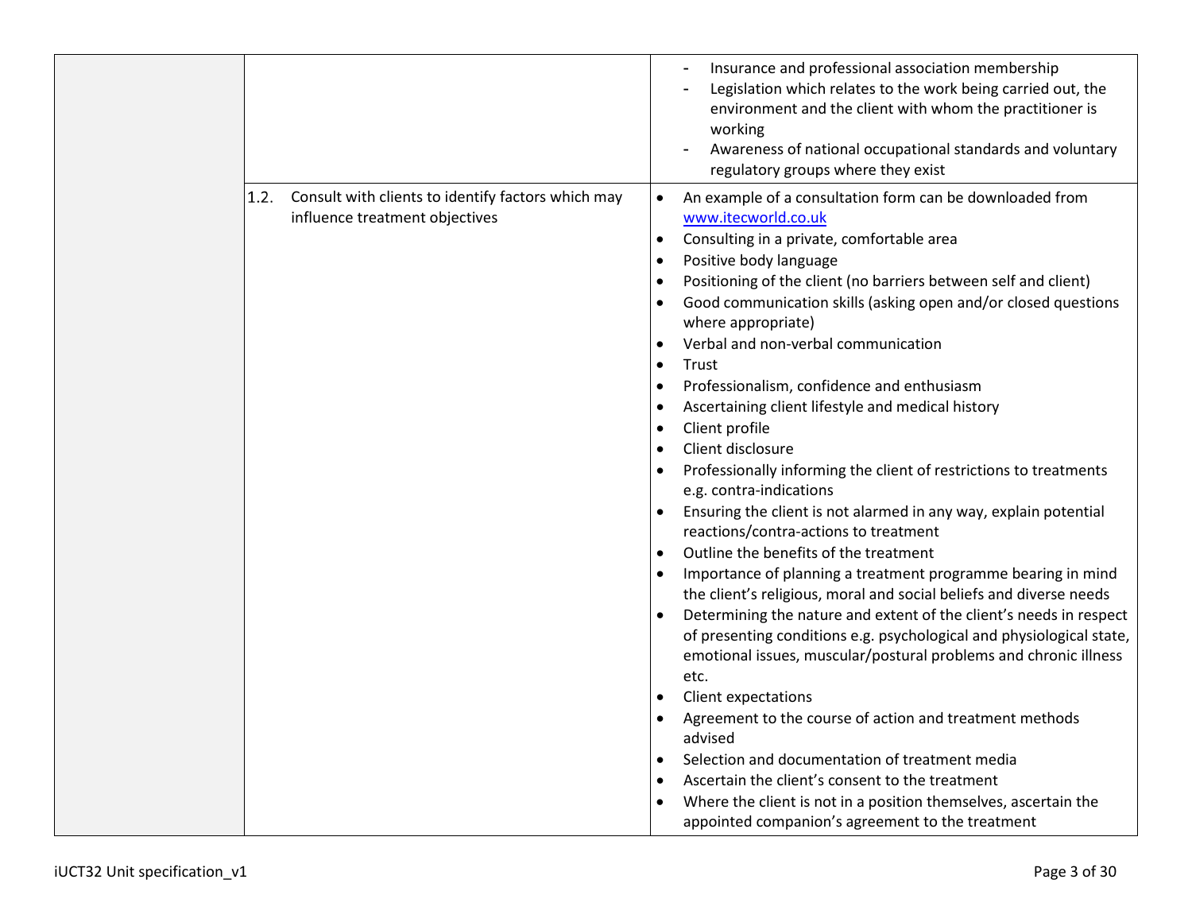| | | |
|---|---|---|
| | | - Insurance and professional association membership<br>- Legislation which relates to the work being carried out, the environment and the client with whom the practitioner is working<br>- Awareness of national occupational standards and voluntary regulatory groups where they exist |
| | 1.2. Consult with clients to identify factors which may influence treatment objectives | • An example of a consultation form can be downloaded from www.itecworld.co.uk<br>• Consulting in a private, comfortable area<br>• Positive body language<br>• Positioning of the client (no barriers between self and client)<br>• Good communication skills (asking open and/or closed questions where appropriate)<br>• Verbal and non-verbal communication<br>• Trust<br>• Professionalism, confidence and enthusiasm<br>• Ascertaining client lifestyle and medical history<br>• Client profile<br>• Client disclosure<br>• Professionally informing the client of restrictions to treatments e.g. contra-indications<br>• Ensuring the client is not alarmed in any way, explain potential reactions/contra-actions to treatment<br>• Outline the benefits of the treatment<br>• Importance of planning a treatment programme bearing in mind the client's religious, moral and social beliefs and diverse needs<br>• Determining the nature and extent of the client's needs in respect of presenting conditions e.g. psychological and physiological state, emotional issues, muscular/postural problems and chronic illness etc.<br>• Client expectations<br>• Agreement to the course of action and treatment methods advised<br>• Selection and documentation of treatment media<br>• Ascertain the client's consent to the treatment<br>• Where the client is not in a position themselves, ascertain the appointed companion's agreement to the treatment |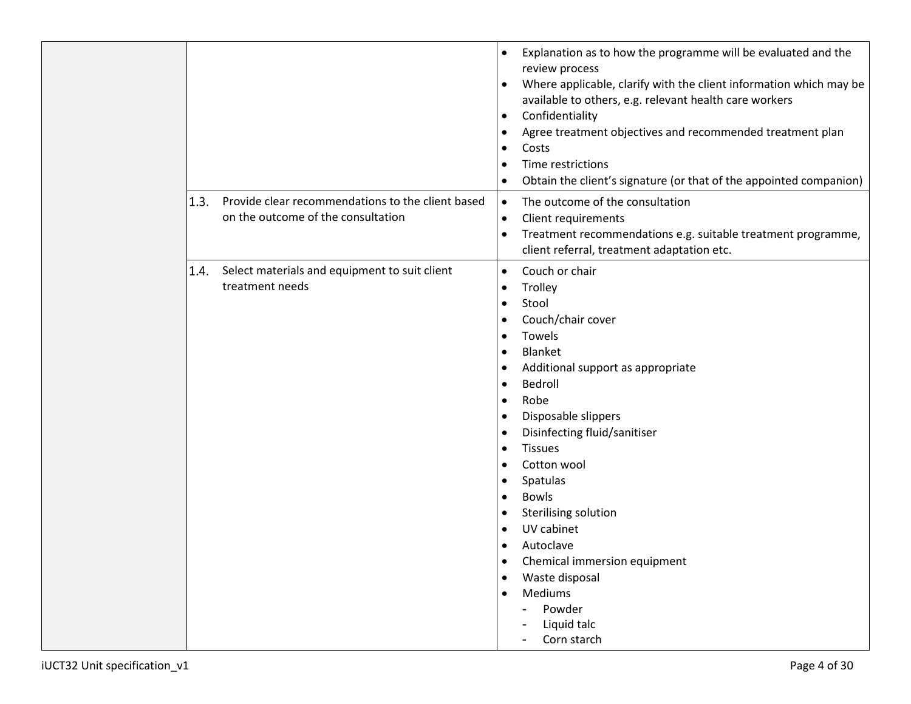| | | |
|---|---|---|
| | | • Explanation as to how the programme will be evaluated and the review process<br>• Where applicable, clarify with the client information which may be available to others, e.g. relevant health care workers<br>• Confidentiality<br>• Agree treatment objectives and recommended treatment plan<br>• Costs<br>• Time restrictions<br>• Obtain the client's signature (or that of the appointed companion) |
| | 1.3. Provide clear recommendations to the client based on the outcome of the consultation | • The outcome of the consultation<br>• Client requirements<br>• Treatment recommendations e.g. suitable treatment programme, client referral, treatment adaptation etc. |
| | 1.4. Select materials and equipment to suit client treatment needs | • Couch or chair<br>• Trolley<br>• Stool<br>• Couch/chair cover<br>• Towels<br>• Blanket<br>• Additional support as appropriate<br>• Bedroll<br>• Robe<br>• Disposable slippers<br>• Disinfecting fluid/sanitiser<br>• Tissues<br>• Cotton wool<br>• Spatulas<br>• Bowls<br>• Sterilising solution<br>• UV cabinet<br>• Autoclave<br>• Chemical immersion equipment<br>• Waste disposal<br>• Mediums<br>&nbsp;&nbsp;- Powder<br>&nbsp;&nbsp;- Liquid talc<br>&nbsp;&nbsp;- Corn starch |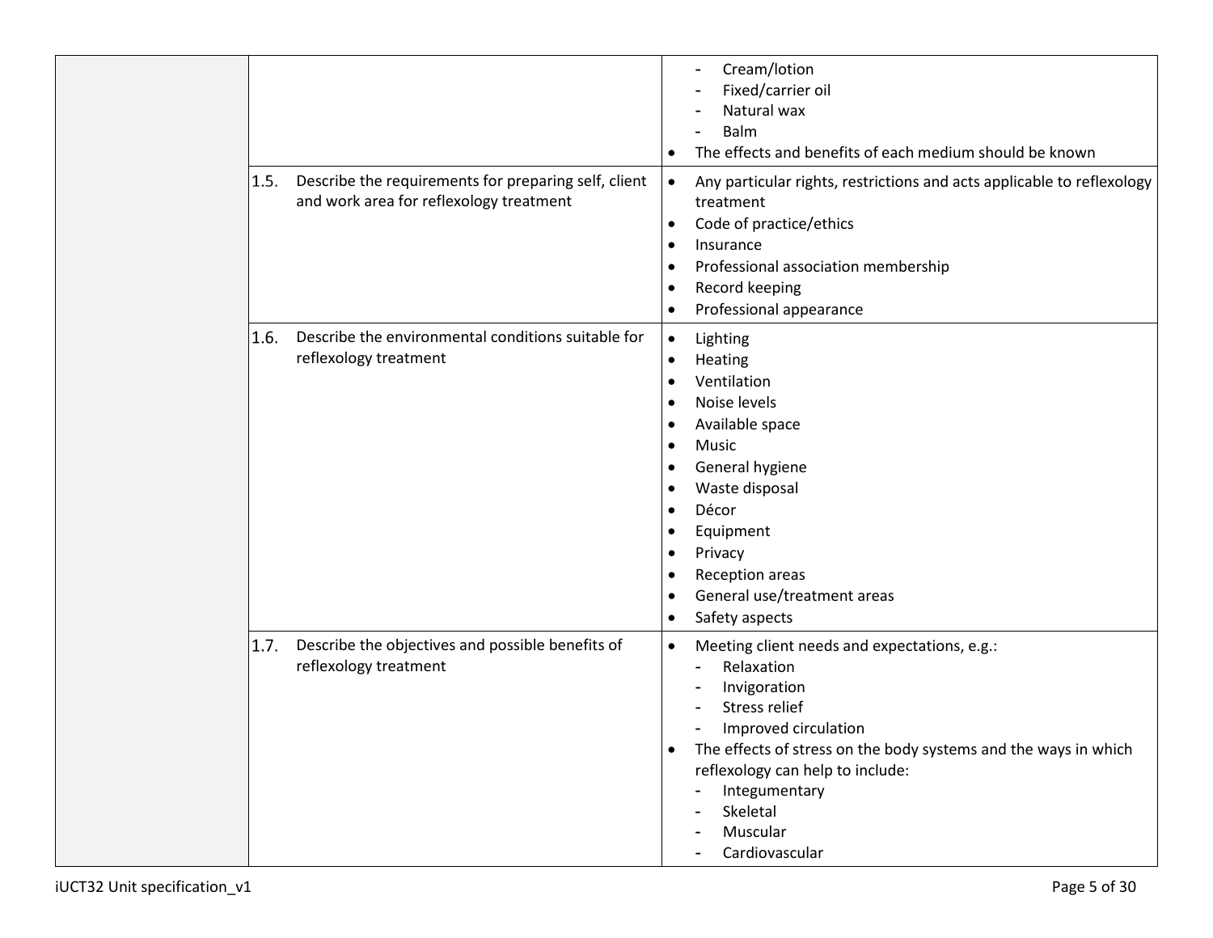| | | |
|---|---|---|
| | | - Cream/lotion<br>- Fixed/carrier oil<br>- Natural wax<br>- Balm<br>• The effects and benefits of each medium should be known |
| | 1.5. Describe the requirements for preparing self, client and work area for reflexology treatment | • Any particular rights, restrictions and acts applicable to reflexology treatment<br>• Code of practice/ethics<br>• Insurance<br>• Professional association membership<br>• Record keeping<br>• Professional appearance |
| | 1.6. Describe the environmental conditions suitable for reflexology treatment | • Lighting<br>• Heating<br>• Ventilation<br>• Noise levels<br>• Available space<br>• Music<br>• General hygiene<br>• Waste disposal<br>• Décor<br>• Equipment<br>• Privacy<br>• Reception areas<br>• General use/treatment areas<br>• Safety aspects |
| | 1.7. Describe the objectives and possible benefits of reflexology treatment | • Meeting client needs and expectations, e.g.:<br>- Relaxation<br>- Invigoration<br>- Stress relief<br>- Improved circulation<br>• The effects of stress on the body systems and the ways in which reflexology can help to include:<br>- Integumentary<br>- Skeletal<br>- Muscular<br>- Cardiovascular |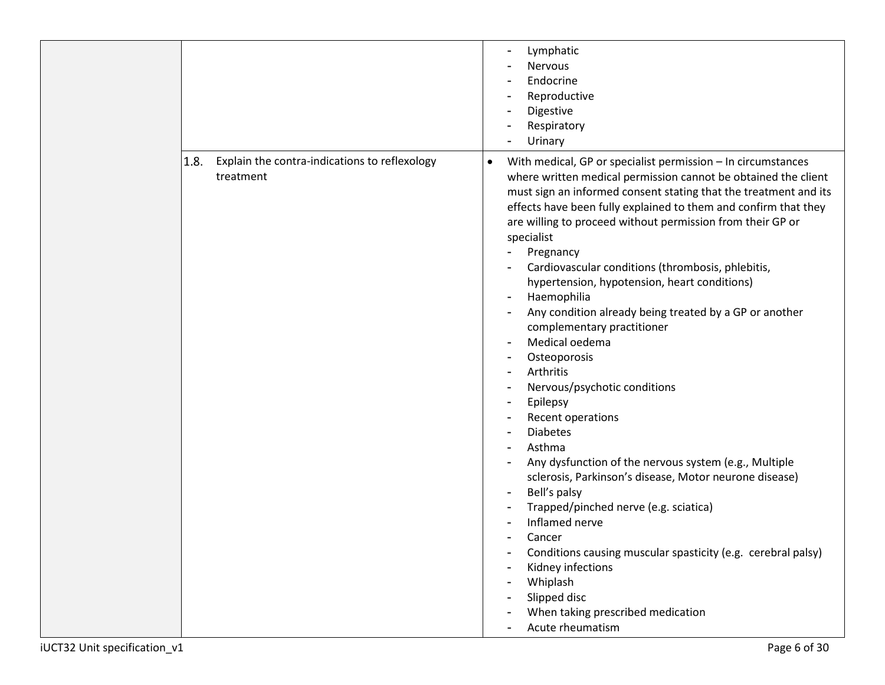| | | |
|---|---|---|
| | | - Lymphatic<br>- Nervous<br>- Endocrine<br>- Reproductive<br>- Digestive<br>- Respiratory<br>- Urinary |
| | 1.8. Explain the contra-indications to reflexology treatment | • With medical, GP or specialist permission – In circumstances where written medical permission cannot be obtained the client must sign an informed consent stating that the treatment and its effects have been fully explained to them and confirm that they are willing to proceed without permission from their GP or specialist<br>- Pregnancy<br>- Cardiovascular conditions (thrombosis, phlebitis, hypertension, hypotension, heart conditions)<br>- Haemophilia<br>- Any condition already being treated by a GP or another complementary practitioner<br>- Medical oedema<br>- Osteoporosis<br>- Arthritis<br>- Nervous/psychotic conditions<br>- Epilepsy<br>- Recent operations<br>- Diabetes<br>- Asthma<br>- Any dysfunction of the nervous system (e.g., Multiple sclerosis, Parkinson's disease, Motor neurone disease)<br>- Bell's palsy<br>- Trapped/pinched nerve (e.g. sciatica)<br>- Inflamed nerve<br>- Cancer<br>- Conditions causing muscular spasticity (e.g. cerebral palsy)<br>- Kidney infections<br>- Whiplash<br>- Slipped disc<br>- When taking prescribed medication<br>- Acute rheumatism |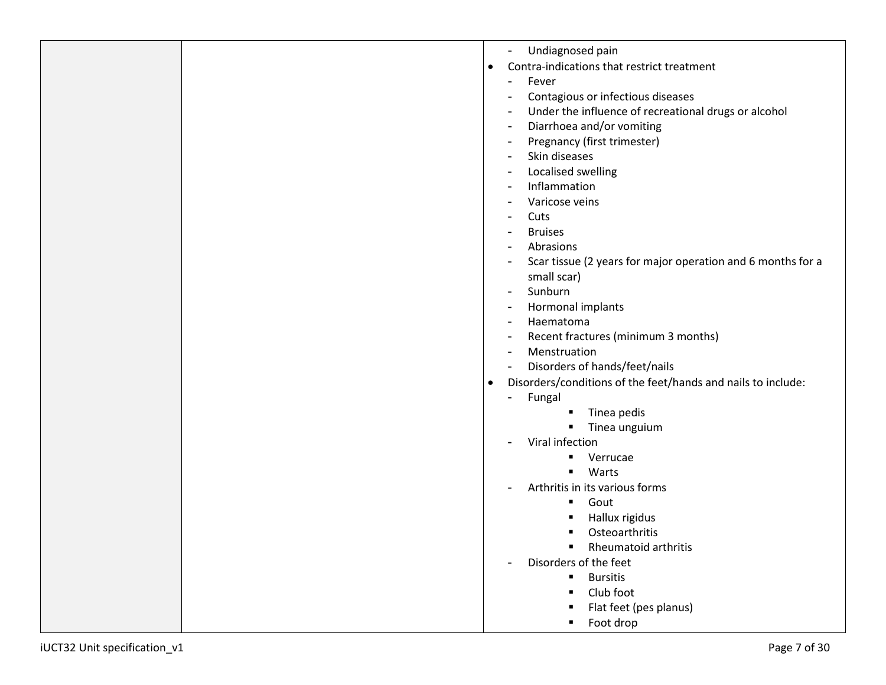| | | - Undiagnosed pain<br>• Contra-indications that restrict treatment<br>- Fever<br>- Contagious or infectious diseases<br>- Under the influence of recreational drugs or alcohol<br>- Diarrhoea and/or vomiting<br>- Pregnancy (first trimester)<br>- Skin diseases<br>- Localised swelling<br>- Inflammation<br>- Varicose veins<br>- Cuts<br>- Bruises<br>- Abrasions<br>- Scar tissue (2 years for major operation and 6 months for a small scar)<br>- Sunburn<br>- Hormonal implants<br>- Haematoma<br>- Recent fractures (minimum 3 months)<br>- Menstruation<br>- Disorders of hands/feet/nails<br>• Disorders/conditions of the feet/hands and nails to include:<br>- Fungal<br>▪ Tinea pedis<br>▪ Tinea unguium<br>- Viral infection<br>▪ Verrucae<br>▪ Warts<br>- Arthritis in its various forms<br>▪ Gout<br>▪ Hallux rigidus<br>▪ Osteoarthritis<br>▪ Rheumatoid arthritis<br>- Disorders of the feet<br>▪ Bursitis<br>▪ Club foot<br>▪ Flat feet (pes planus)<br>▪ Foot drop |
|---|---|---|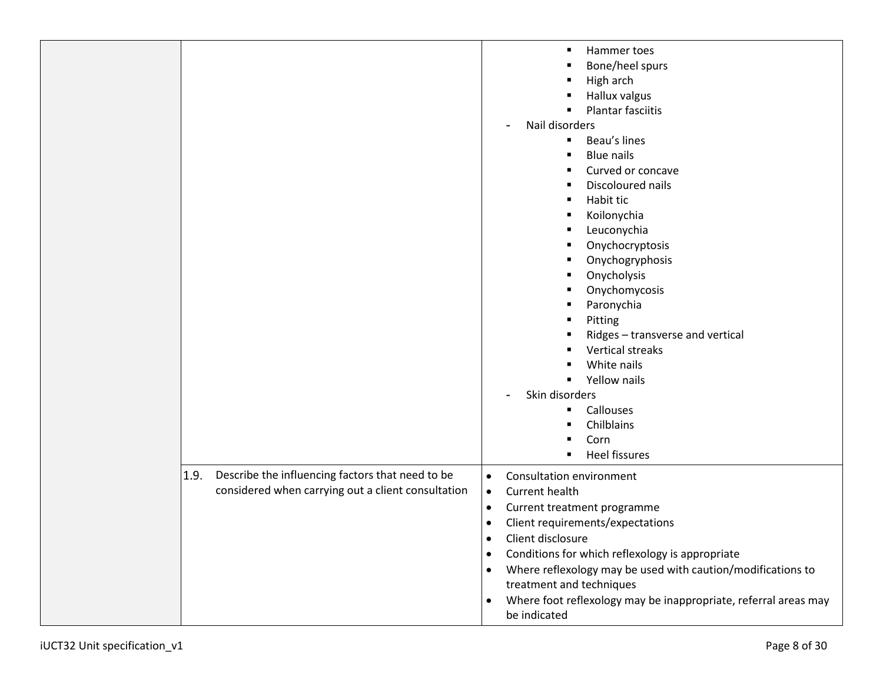| | | |
|---|---|---|
| | | ▪ Hammer toes<br>▪ Bone/heel spurs<br>▪ High arch<br>▪ Hallux valgus<br>▪ Plantar fasciitis<br>- Nail disorders<br>▪ Beau's lines<br>▪ Blue nails<br>▪ Curved or concave<br>▪ Discoloured nails<br>▪ Habit tic<br>▪ Koilonychia<br>▪ Leuconychia<br>▪ Onychocryptosis<br>▪ Onychogryphosis<br>▪ Onycholysis<br>▪ Onychomycosis<br>▪ Paronychia<br>▪ Pitting<br>▪ Ridges – transverse and vertical<br>▪ Vertical streaks<br>▪ White nails<br>▪ Yellow nails<br>- Skin disorders<br>▪ Callouses<br>▪ Chilblains<br>▪ Corn<br>▪ Heel fissures |
| | 1.9. Describe the influencing factors that need to be considered when carrying out a client consultation | • Consultation environment<br>• Current health<br>• Current treatment programme<br>• Client requirements/expectations<br>• Client disclosure<br>• Conditions for which reflexology is appropriate<br>• Where reflexology may be used with caution/modifications to treatment and techniques<br>• Where foot reflexology may be inappropriate, referral areas may be indicated |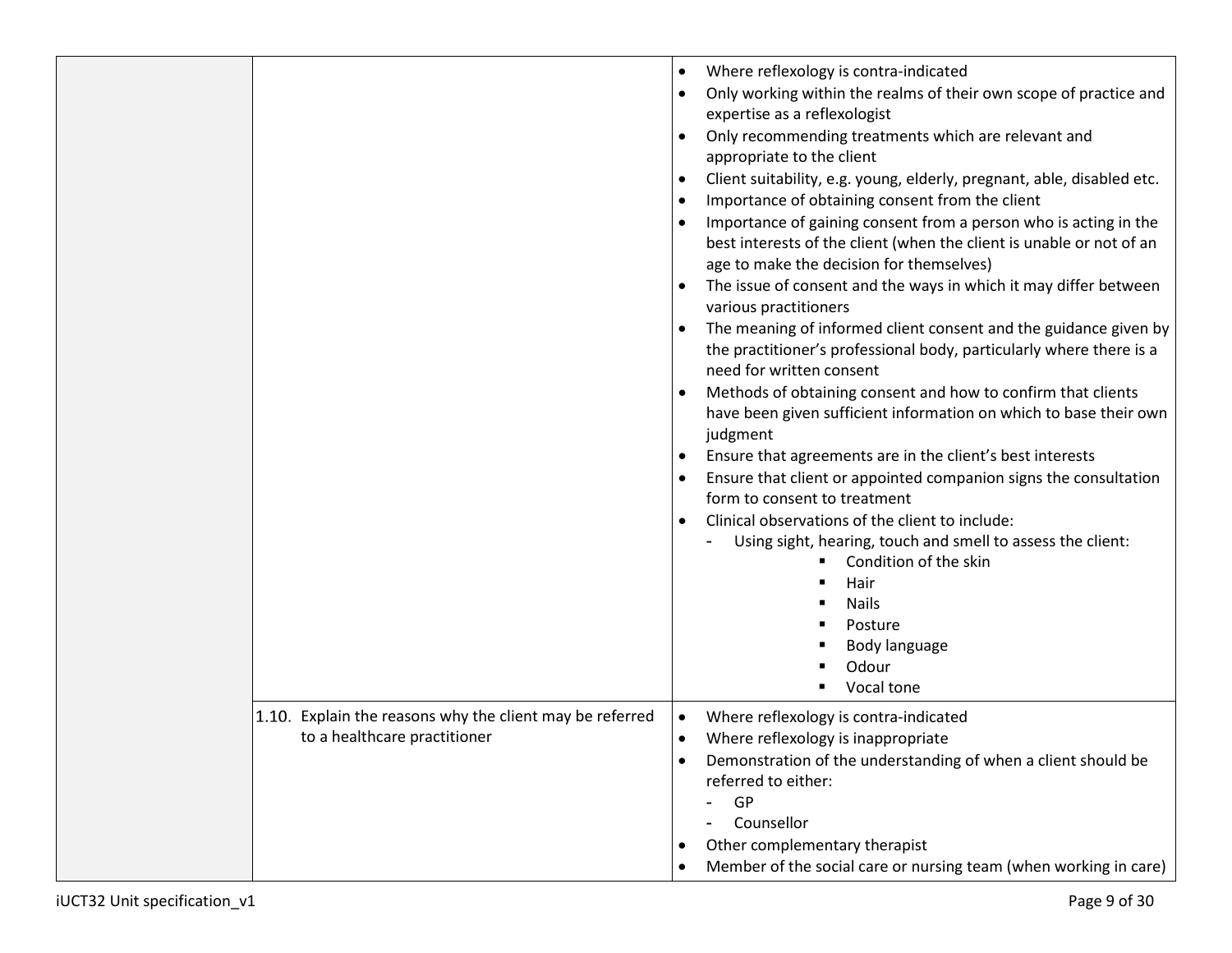| | | |
|---|---|---|
| | | • Where reflexology is contra-indicated<br>• Only working within the realms of their own scope of practice and expertise as a reflexologist<br>• Only recommending treatments which are relevant and appropriate to the client<br>• Client suitability, e.g. young, elderly, pregnant, able, disabled etc.<br>• Importance of obtaining consent from the client<br>• Importance of gaining consent from a person who is acting in the best interests of the client (when the client is unable or not of an age to make the decision for themselves)<br>• The issue of consent and the ways in which it may differ between various practitioners<br>• The meaning of informed client consent and the guidance given by the practitioner's professional body, particularly where there is a need for written consent<br>• Methods of obtaining consent and how to confirm that clients have been given sufficient information on which to base their own judgment<br>• Ensure that agreements are in the client's best interests<br>• Ensure that client or appointed companion signs the consultation form to consent to treatment<br>• Clinical observations of the client to include:<br>&nbsp;&nbsp;- Using sight, hearing, touch and smell to assess the client:<br>&nbsp;&nbsp;&nbsp;&nbsp;▪ Condition of the skin<br>&nbsp;&nbsp;&nbsp;&nbsp;▪ Hair<br>&nbsp;&nbsp;&nbsp;&nbsp;▪ Nails<br>&nbsp;&nbsp;&nbsp;&nbsp;▪ Posture<br>&nbsp;&nbsp;&nbsp;&nbsp;▪ Body language<br>&nbsp;&nbsp;&nbsp;&nbsp;▪ Odour<br>&nbsp;&nbsp;&nbsp;&nbsp;▪ Vocal tone |
| | 1.10. Explain the reasons why the client may be referred to a healthcare practitioner | • Where reflexology is contra-indicated<br>• Where reflexology is inappropriate<br>• Demonstration of the understanding of when a client should be referred to either:<br>&nbsp;&nbsp;- GP<br>&nbsp;&nbsp;- Counsellor<br>• Other complementary therapist<br>• Member of the social care or nursing team (when working in care) |

iUCT32 Unit specification_v1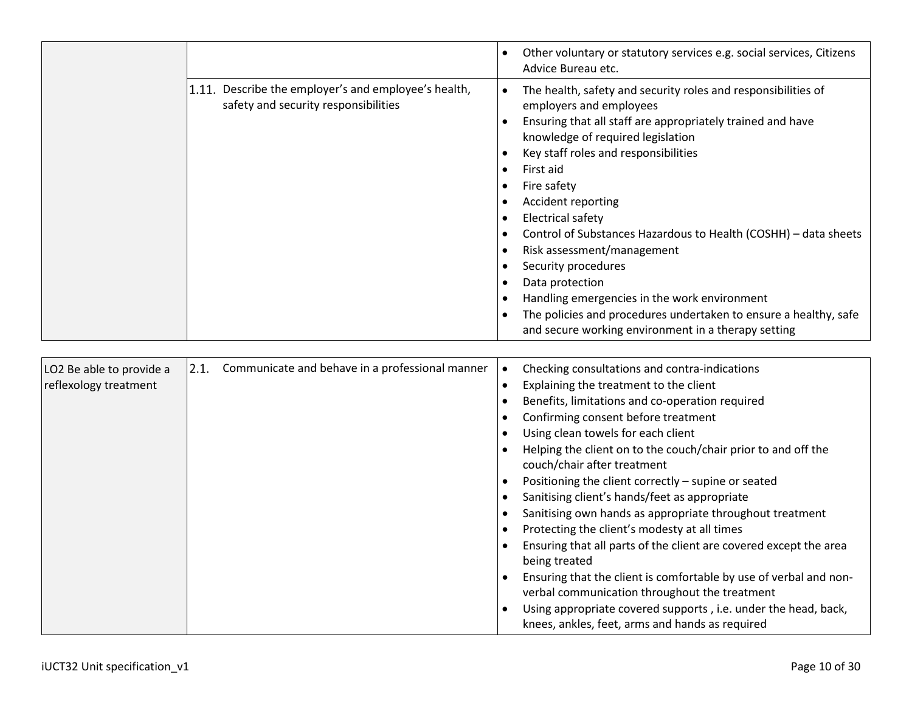| | | |
|---|---|---|
| | | • Other voluntary or statutory services e.g. social services, Citizens Advice Bureau etc. |
| | 1.11. Describe the employer's and employee's health, safety and security responsibilities | • The health, safety and security roles and responsibilities of employers and employees<br>• Ensuring that all staff are appropriately trained and have knowledge of required legislation<br>• Key staff roles and responsibilities<br>• First aid<br>• Fire safety<br>• Accident reporting<br>• Electrical safety<br>• Control of Substances Hazardous to Health (COSHH) – data sheets<br>• Risk assessment/management<br>• Security procedures<br>• Data protection<br>• Handling emergencies in the work environment<br>• The policies and procedures undertaken to ensure a healthy, safe and secure working environment in a therapy setting |

| | | |
|---|---|---|
| LO2 Be able to provide a reflexology treatment | 2.1. Communicate and behave in a professional manner | • Checking consultations and contra-indications<br>• Explaining the treatment to the client<br>• Benefits, limitations and co-operation required<br>• Confirming consent before treatment<br>• Using clean towels for each client<br>• Helping the client on to the couch/chair prior to and off the couch/chair after treatment<br>• Positioning the client correctly – supine or seated<br>• Sanitising client's hands/feet as appropriate<br>• Sanitising own hands as appropriate throughout treatment<br>• Protecting the client's modesty at all times<br>• Ensuring that all parts of the client are covered except the area being treated<br>• Ensuring that the client is comfortable by use of verbal and non-verbal communication throughout the treatment<br>• Using appropriate covered supports , i.e. under the head, back, knees, ankles, feet, arms and hands as required |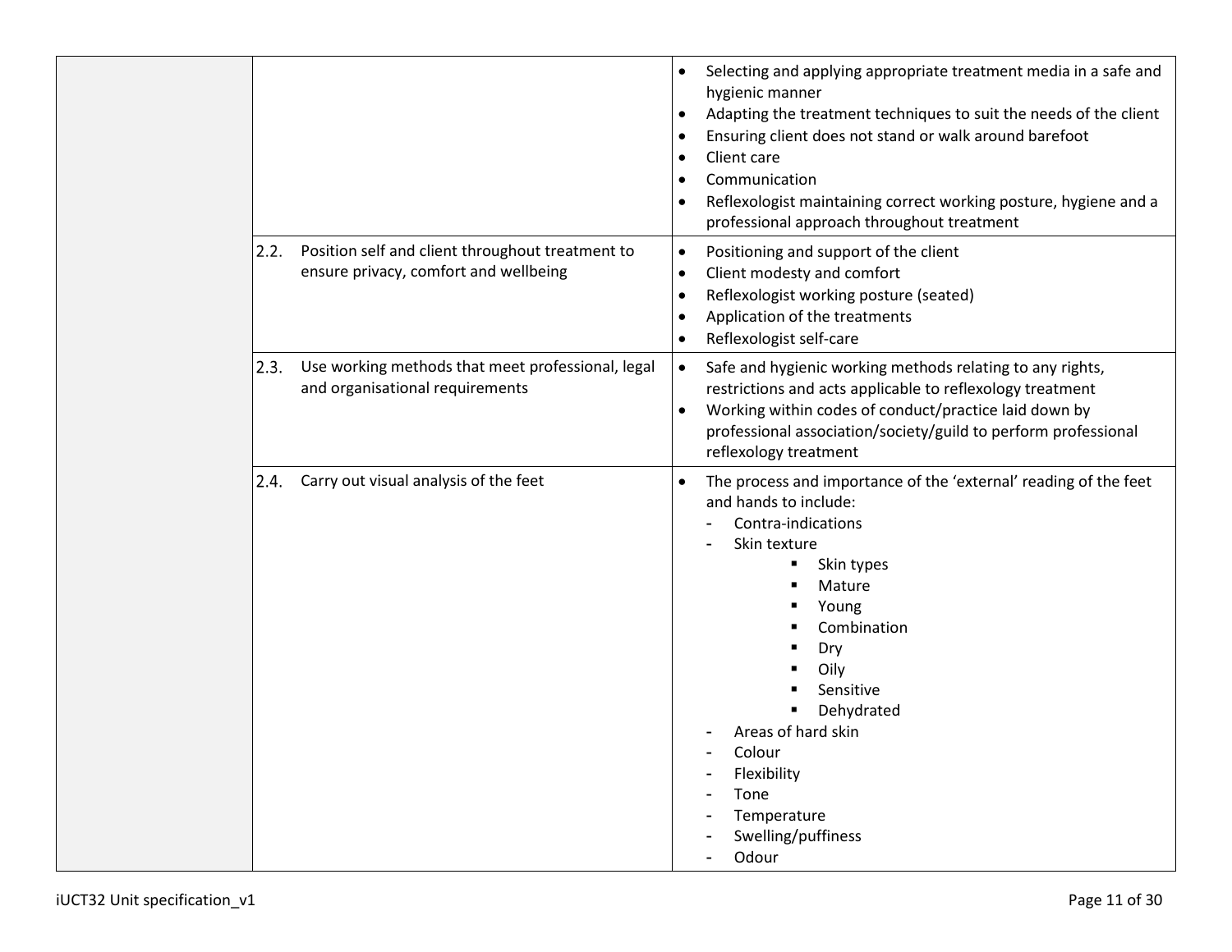| | | |
|---|---|---|
| | | • Selecting and applying appropriate treatment media in a safe and hygienic manner<br>• Adapting the treatment techniques to suit the needs of the client<br>• Ensuring client does not stand or walk around barefoot<br>• Client care<br>• Communication<br>• Reflexologist maintaining correct working posture, hygiene and a professional approach throughout treatment |
| | 2.2. Position self and client throughout treatment to ensure privacy, comfort and wellbeing | • Positioning and support of the client<br>• Client modesty and comfort<br>• Reflexologist working posture (seated)<br>• Application of the treatments<br>• Reflexologist self-care |
| | 2.3. Use working methods that meet professional, legal and organisational requirements | • Safe and hygienic working methods relating to any rights, restrictions and acts applicable to reflexology treatment<br>• Working within codes of conduct/practice laid down by professional association/society/guild to perform professional reflexology treatment |
| | 2.4. Carry out visual analysis of the feet | • The process and importance of the 'external' reading of the feet and hands to include:<br>&nbsp;&nbsp;- Contra-indications<br>&nbsp;&nbsp;- Skin texture<br>&nbsp;&nbsp;&nbsp;&nbsp;▪ Skin types<br>&nbsp;&nbsp;&nbsp;&nbsp;▪ Mature<br>&nbsp;&nbsp;&nbsp;&nbsp;▪ Young<br>&nbsp;&nbsp;&nbsp;&nbsp;▪ Combination<br>&nbsp;&nbsp;&nbsp;&nbsp;▪ Dry<br>&nbsp;&nbsp;&nbsp;&nbsp;▪ Oily<br>&nbsp;&nbsp;&nbsp;&nbsp;▪ Sensitive<br>&nbsp;&nbsp;&nbsp;&nbsp;▪ Dehydrated<br>&nbsp;&nbsp;- Areas of hard skin<br>&nbsp;&nbsp;- Colour<br>&nbsp;&nbsp;- Flexibility<br>&nbsp;&nbsp;- Tone<br>&nbsp;&nbsp;- Temperature<br>&nbsp;&nbsp;- Swelling/puffiness<br>&nbsp;&nbsp;- Odour |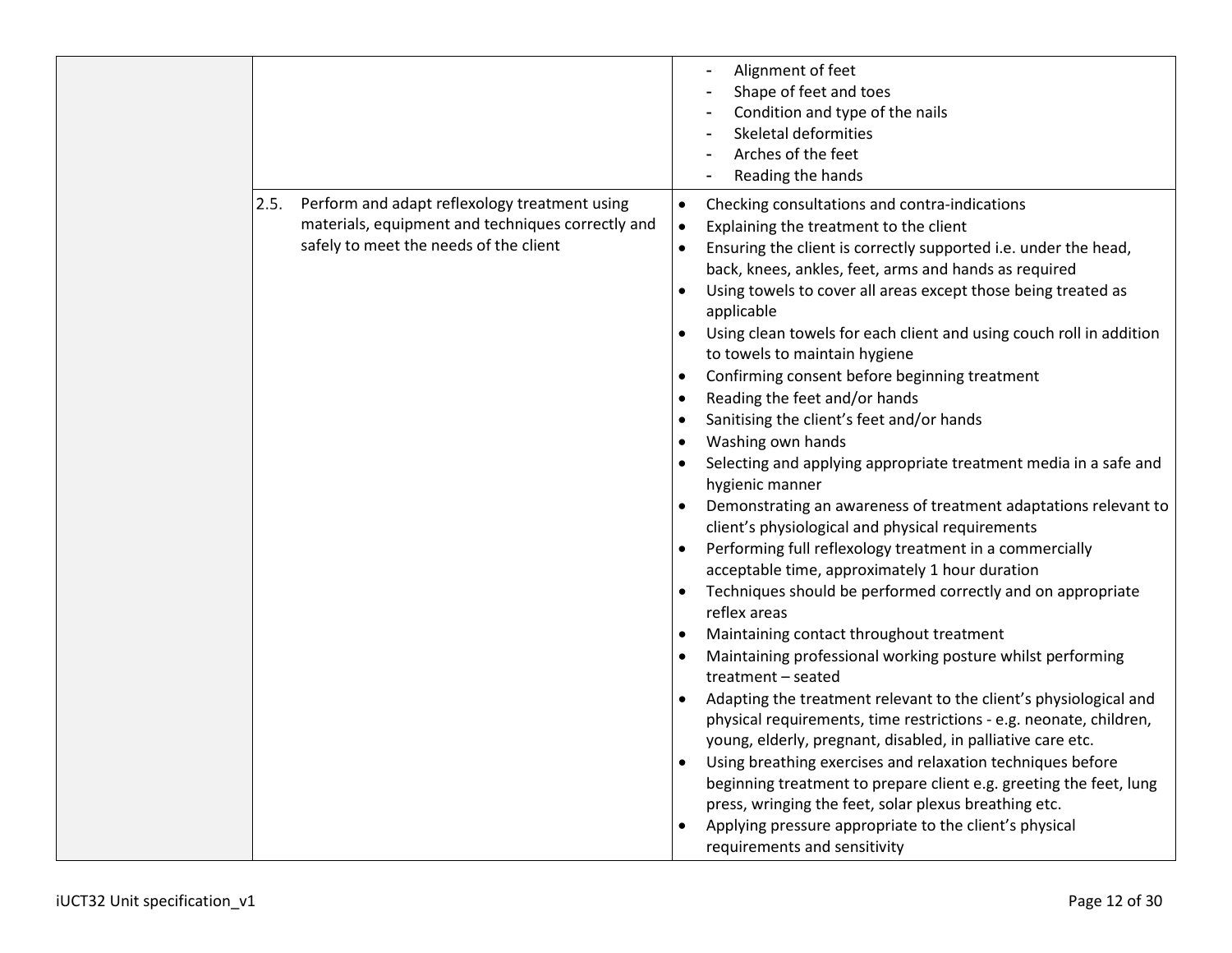| | | |
|---|---|---|
| | | - Alignment of feet<br>- Shape of feet and toes<br>- Condition and type of the nails<br>- Skeletal deformities<br>- Arches of the feet<br>- Reading the hands |
| | 2.5. Perform and adapt reflexology treatment using materials, equipment and techniques correctly and safely to meet the needs of the client | • Checking consultations and contra-indications<br>• Explaining the treatment to the client<br>• Ensuring the client is correctly supported i.e. under the head, back, knees, ankles, feet, arms and hands as required<br>• Using towels to cover all areas except those being treated as applicable<br>• Using clean towels for each client and using couch roll in addition to towels to maintain hygiene<br>• Confirming consent before beginning treatment<br>• Reading the feet and/or hands<br>• Sanitising the client's feet and/or hands<br>• Washing own hands<br>• Selecting and applying appropriate treatment media in a safe and hygienic manner<br>• Demonstrating an awareness of treatment adaptations relevant to client's physiological and physical requirements<br>• Performing full reflexology treatment in a commercially acceptable time, approximately 1 hour duration<br>• Techniques should be performed correctly and on appropriate reflex areas<br>• Maintaining contact throughout treatment<br>• Maintaining professional working posture whilst performing treatment – seated<br>• Adapting the treatment relevant to the client's physiological and physical requirements, time restrictions - e.g. neonate, children, young, elderly, pregnant, disabled, in palliative care etc.<br>• Using breathing exercises and relaxation techniques before beginning treatment to prepare client e.g. greeting the feet, lung press, wringing the feet, solar plexus breathing etc.<br>• Applying pressure appropriate to the client's physical requirements and sensitivity |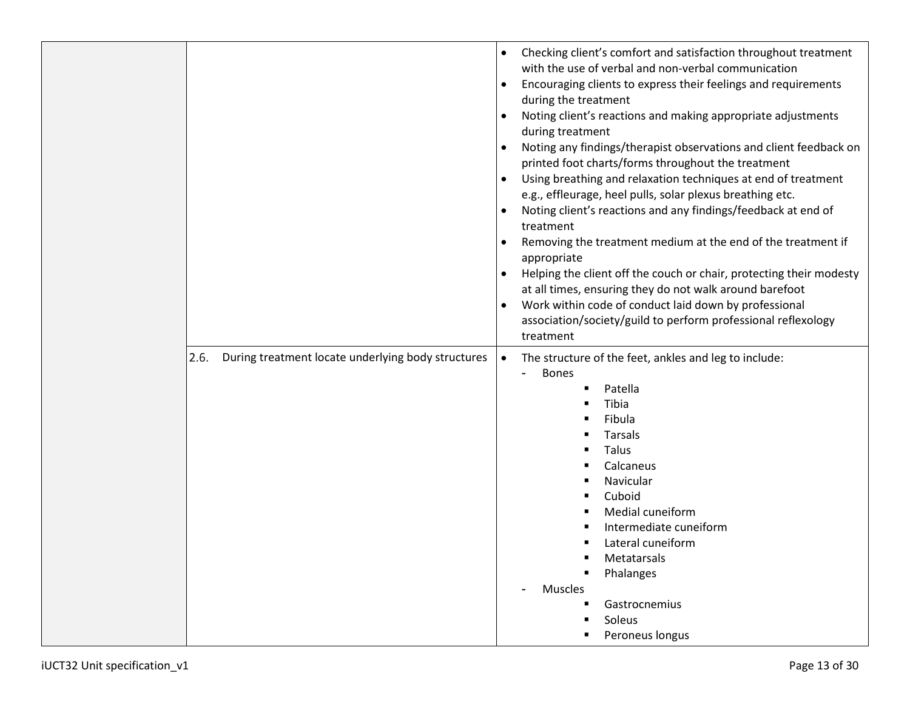| | | |
|---|---|---|
| | | • Checking client's comfort and satisfaction throughout treatment with the use of verbal and non-verbal communication<br>• Encouraging clients to express their feelings and requirements during the treatment<br>• Noting client's reactions and making appropriate adjustments during treatment<br>• Noting any findings/therapist observations and client feedback on printed foot charts/forms throughout the treatment<br>• Using breathing and relaxation techniques at end of treatment e.g., effleurage, heel pulls, solar plexus breathing etc.<br>• Noting client's reactions and any findings/feedback at end of treatment<br>• Removing the treatment medium at the end of the treatment if appropriate<br>• Helping the client off the couch or chair, protecting their modesty at all times, ensuring they do not walk around barefoot<br>• Work within code of conduct laid down by professional association/society/guild to perform professional reflexology treatment |
| | 2.6. During treatment locate underlying body structures | • The structure of the feet, ankles and leg to include:<br>- Bones<br>▪ Patella<br>▪ Tibia<br>▪ Fibula<br>▪ Tarsals<br>▪ Talus<br>▪ Calcaneus<br>▪ Navicular<br>▪ Cuboid<br>▪ Medial cuneiform<br>▪ Intermediate cuneiform<br>▪ Lateral cuneiform<br>▪ Metatarsals<br>▪ Phalanges<br>- Muscles<br>▪ Gastrocnemius<br>▪ Soleus<br>▪ Peroneus longus |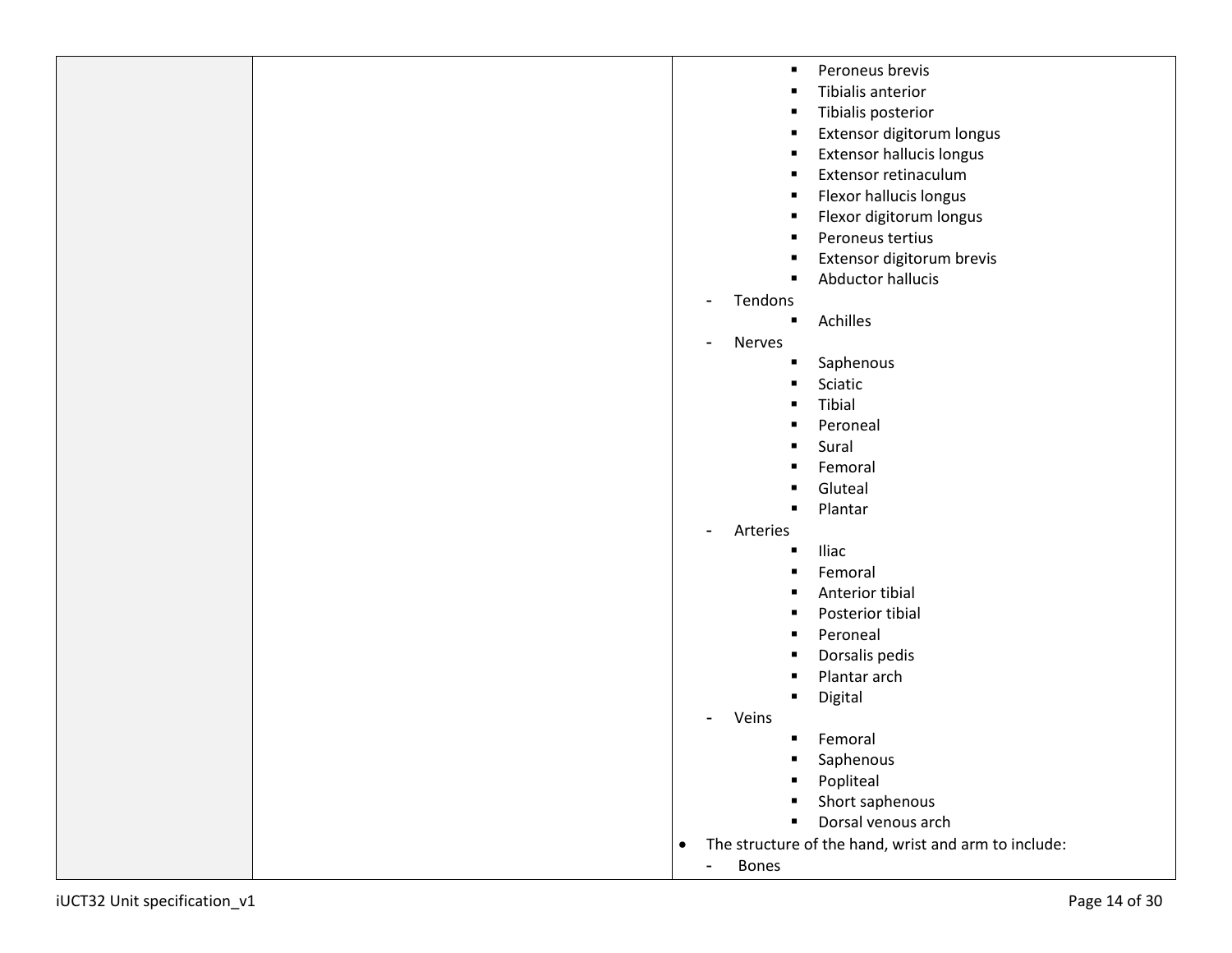| | | - Peroneus brevis<br>- Tibialis anterior<br>- Tibialis posterior<br>- Extensor digitorum longus<br>- Extensor hallucis longus<br>- Extensor retinaculum<br>- Flexor hallucis longus<br>- Flexor digitorum longus<br>- Peroneus tertius<br>- Extensor digitorum brevis<br>- Abductor hallucis<br>- Tendons<br>&nbsp;&nbsp;- Achilles<br>- Nerves<br>&nbsp;&nbsp;- Saphenous<br>&nbsp;&nbsp;- Sciatic<br>&nbsp;&nbsp;- Tibial<br>&nbsp;&nbsp;- Peroneal<br>&nbsp;&nbsp;- Sural<br>&nbsp;&nbsp;- Femoral<br>&nbsp;&nbsp;- Gluteal<br>&nbsp;&nbsp;- Plantar<br>- Arteries<br>&nbsp;&nbsp;- Iliac<br>&nbsp;&nbsp;- Femoral<br>&nbsp;&nbsp;- Anterior tibial<br>&nbsp;&nbsp;- Posterior tibial<br>&nbsp;&nbsp;- Peroneal<br>&nbsp;&nbsp;- Dorsalis pedis<br>&nbsp;&nbsp;- Plantar arch<br>&nbsp;&nbsp;- Digital<br>- Veins<br>&nbsp;&nbsp;- Femoral<br>&nbsp;&nbsp;- Saphenous<br>&nbsp;&nbsp;- Popliteal<br>&nbsp;&nbsp;- Short saphenous<br>&nbsp;&nbsp;- Dorsal venous arch<br>• The structure of the hand, wrist and arm to include:<br>- Bones |
|---|---|---|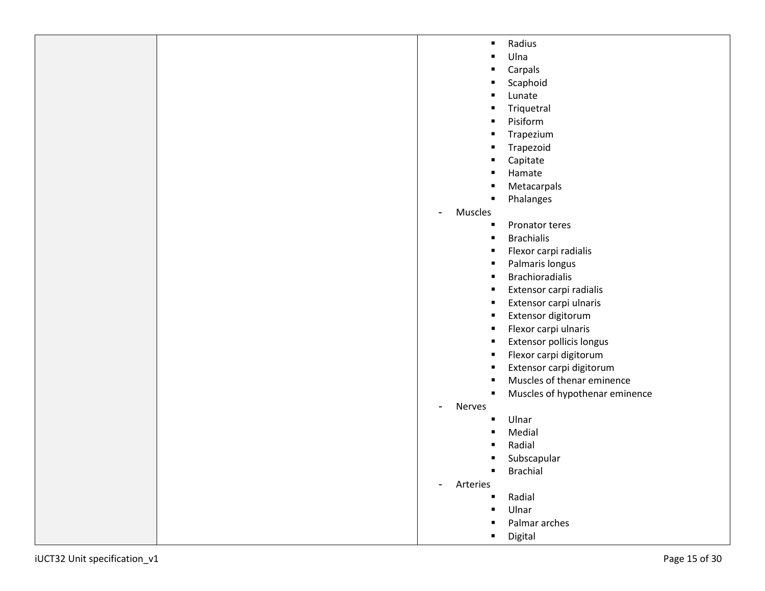| | | ▪ Radius<br>▪ Ulna<br>▪ Carpals<br>▪ Scaphoid<br>▪ Lunate<br>▪ Triquetral<br>▪ Pisiform<br>▪ Trapezium<br>▪ Trapezoid<br>▪ Capitate<br>▪ Hamate<br>▪ Metacarpals<br>▪ Phalanges<br>- Muscles<br>▪ Pronator teres<br>▪ Brachialis<br>▪ Flexor carpi radialis<br>▪ Palmaris longus<br>▪ Brachioradialis<br>▪ Extensor carpi radialis<br>▪ Extensor carpi ulnaris<br>▪ Extensor digitorum<br>▪ Flexor carpi ulnaris<br>▪ Extensor pollicis longus<br>▪ Flexor carpi digitorum<br>▪ Extensor carpi digitorum<br>▪ Muscles of thenar eminence<br>▪ Muscles of hypothenar eminence<br>- Nerves<br>▪ Ulnar<br>▪ Medial<br>▪ Radial<br>▪ Subscapular<br>▪ Brachial<br>- Arteries<br>▪ Radial<br>▪ Ulnar<br>▪ Palmar arches<br>▪ Digital |
|---|---|---|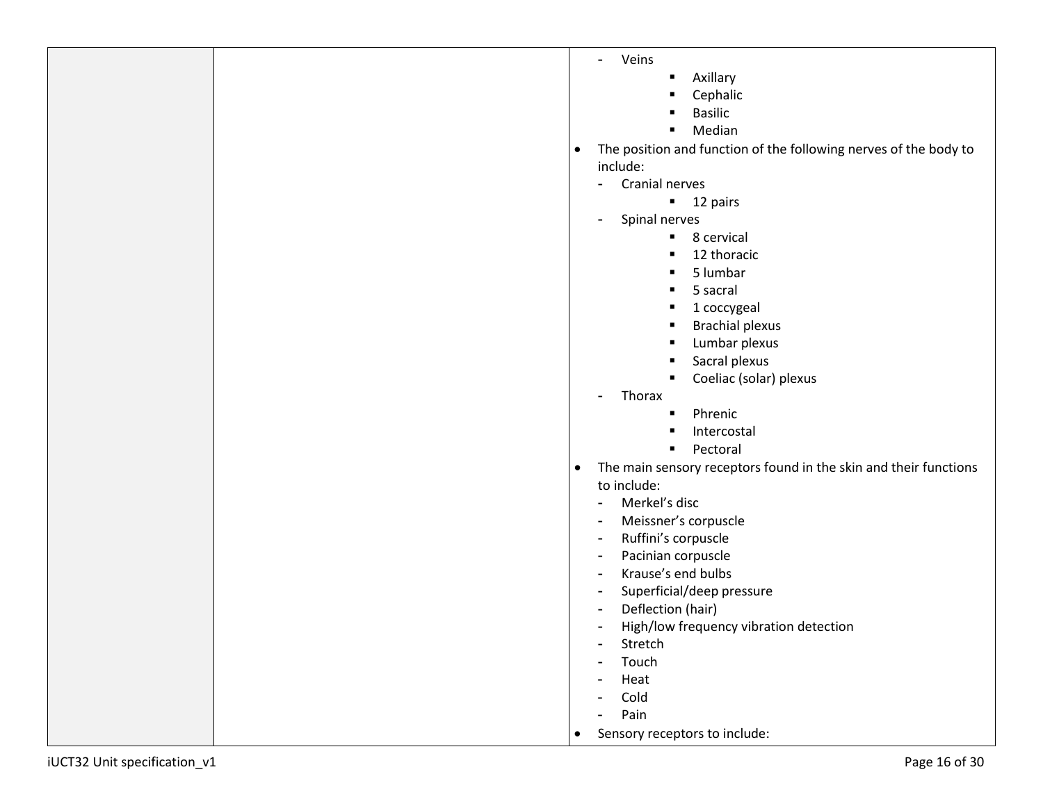| | | - Veins<br>&nbsp;&nbsp;&nbsp;&nbsp;▪ Axillary<br>&nbsp;&nbsp;&nbsp;&nbsp;▪ Cephalic<br>&nbsp;&nbsp;&nbsp;&nbsp;▪ Basilic<br>&nbsp;&nbsp;&nbsp;&nbsp;▪ Median<br>• The position and function of the following nerves of the body to include:<br>- Cranial nerves<br>&nbsp;&nbsp;&nbsp;&nbsp;▪ 12 pairs<br>- Spinal nerves<br>&nbsp;&nbsp;&nbsp;&nbsp;▪ 8 cervical<br>&nbsp;&nbsp;&nbsp;&nbsp;▪ 12 thoracic<br>&nbsp;&nbsp;&nbsp;&nbsp;▪ 5 lumbar<br>&nbsp;&nbsp;&nbsp;&nbsp;▪ 5 sacral<br>&nbsp;&nbsp;&nbsp;&nbsp;▪ 1 coccygeal<br>&nbsp;&nbsp;&nbsp;&nbsp;▪ Brachial plexus<br>&nbsp;&nbsp;&nbsp;&nbsp;▪ Lumbar plexus<br>&nbsp;&nbsp;&nbsp;&nbsp;▪ Sacral plexus<br>&nbsp;&nbsp;&nbsp;&nbsp;▪ Coeliac (solar) plexus<br>- Thorax<br>&nbsp;&nbsp;&nbsp;&nbsp;▪ Phrenic<br>&nbsp;&nbsp;&nbsp;&nbsp;▪ Intercostal<br>&nbsp;&nbsp;&nbsp;&nbsp;▪ Pectoral<br>• The main sensory receptors found in the skin and their functions to include:<br>- Merkel's disc<br>- Meissner's corpuscle<br>- Ruffini's corpuscle<br>- Pacinian corpuscle<br>- Krause's end bulbs<br>- Superficial/deep pressure<br>- Deflection (hair)<br>- High/low frequency vibration detection<br>- Stretch<br>- Touch<br>- Heat<br>- Cold<br>- Pain<br>• Sensory receptors to include: |
|---|---|---|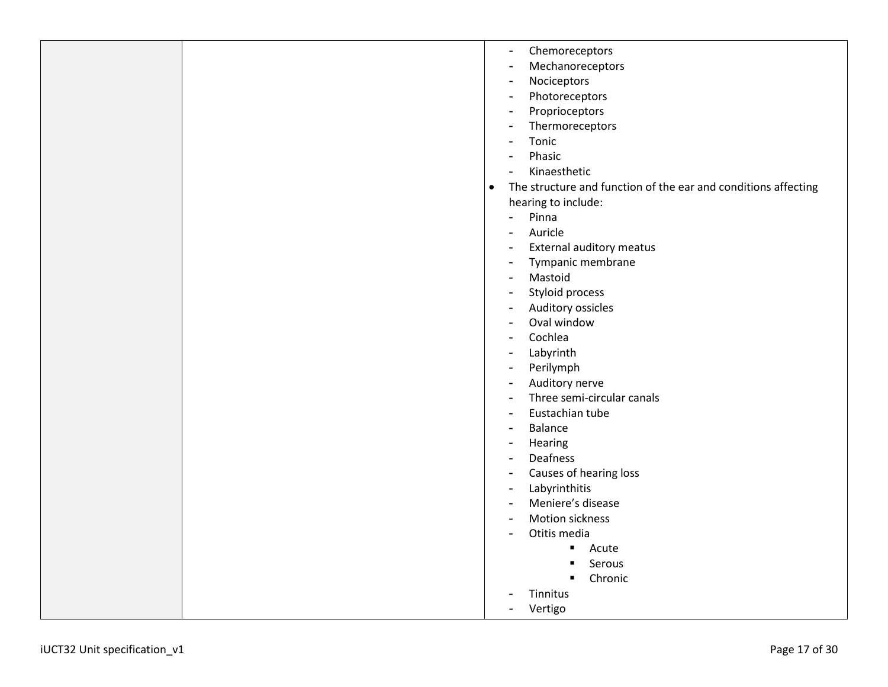| | | - Chemoreceptors<br>- Mechanoreceptors<br>- Nociceptors<br>- Photoreceptors<br>- Proprioceptors<br>- Thermoreceptors<br>- Tonic<br>- Phasic<br>- Kinaesthetic<br>• The structure and function of the ear and conditions affecting hearing to include:<br>- Pinna<br>- Auricle<br>- External auditory meatus<br>- Tympanic membrane<br>- Mastoid<br>- Styloid process<br>- Auditory ossicles<br>- Oval window<br>- Cochlea<br>- Labyrinth<br>- Perilymph<br>- Auditory nerve<br>- Three semi-circular canals<br>- Eustachian tube<br>- Balance<br>- Hearing<br>- Deafness<br>- Causes of hearing loss<br>- Labyrinthitis<br>- Meniere's disease<br>- Motion sickness<br>- Otitis media<br>▪ Acute<br>▪ Serous<br>▪ Chronic<br>- Tinnitus<br>- Vertigo |
|---|---|---|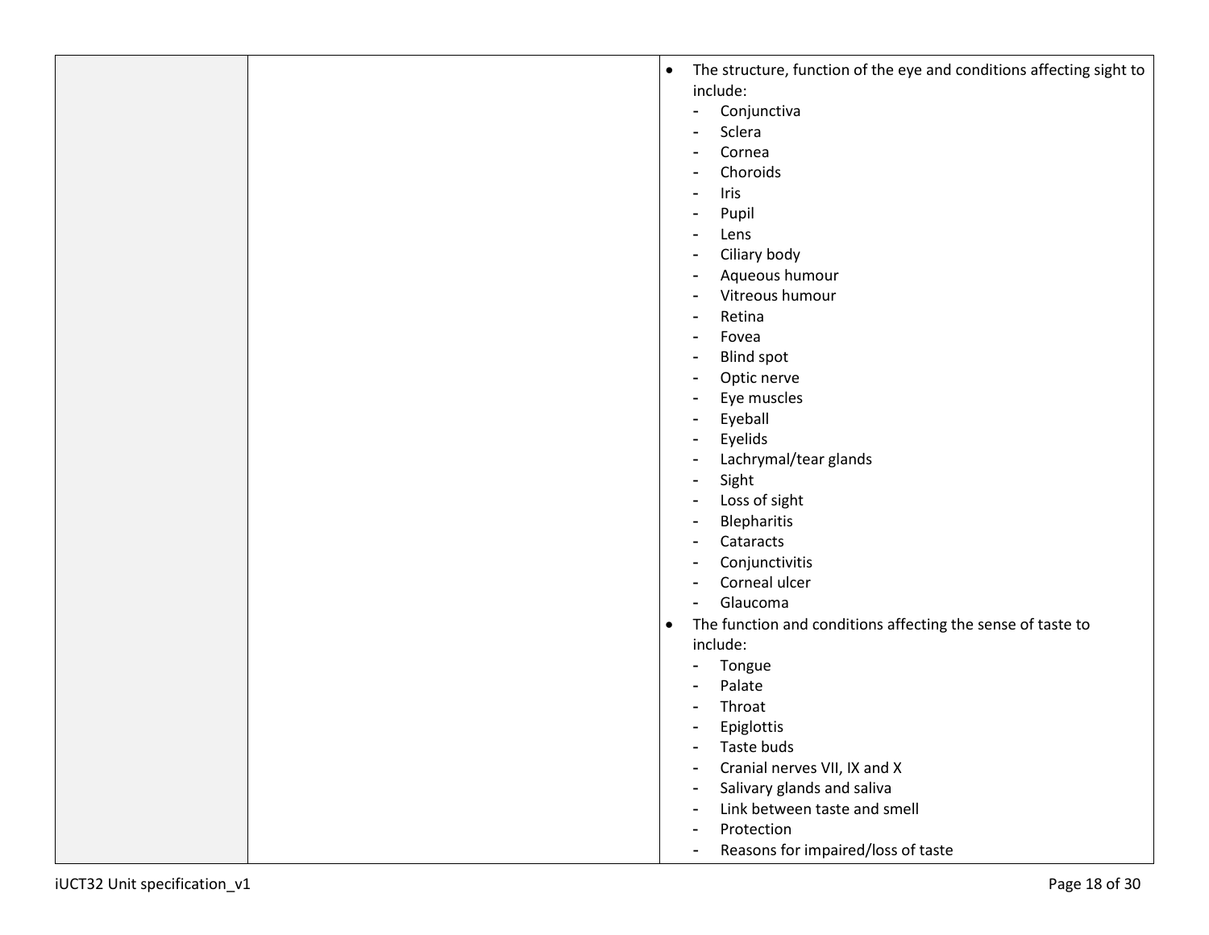| | | |
|---|---|---|
| | | • The structure, function of the eye and conditions affecting sight to include:<br>- Conjunctiva<br>- Sclera<br>- Cornea<br>- Choroids<br>- Iris<br>- Pupil<br>- Lens<br>- Ciliary body<br>- Aqueous humour<br>- Vitreous humour<br>- Retina<br>- Fovea<br>- Blind spot<br>- Optic nerve<br>- Eye muscles<br>- Eyeball<br>- Eyelids<br>- Lachrymal/tear glands<br>- Sight<br>- Loss of sight<br>- Blepharitis<br>- Cataracts<br>- Conjunctivitis<br>- Corneal ulcer<br>- Glaucoma<br>• The function and conditions affecting the sense of taste to include:<br>- Tongue<br>- Palate<br>- Throat<br>- Epiglottis<br>- Taste buds<br>- Cranial nerves VII, IX and X<br>- Salivary glands and saliva<br>- Link between taste and smell<br>- Protection<br>- Reasons for impaired/loss of taste |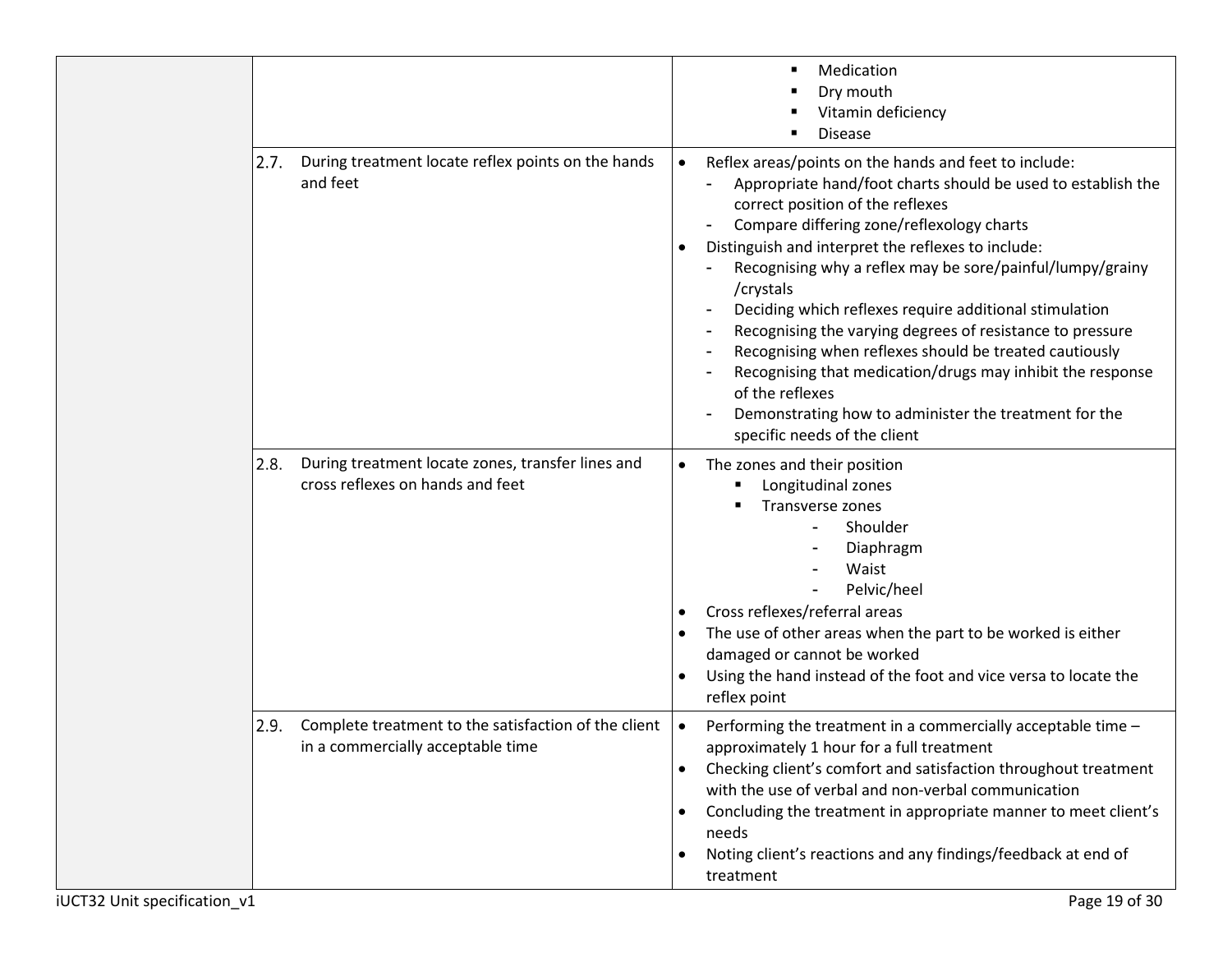| | | |
|---|---|---|
| | | ▪ Medication<br>▪ Dry mouth<br>▪ Vitamin deficiency<br>▪ Disease |
| | 2.7. During treatment locate reflex points on the hands and feet | • Reflex areas/points on the hands and feet to include:<br>- Appropriate hand/foot charts should be used to establish the correct position of the reflexes<br>- Compare differing zone/reflexology charts<br>• Distinguish and interpret the reflexes to include:<br>- Recognising why a reflex may be sore/painful/lumpy/grainy /crystals<br>- Deciding which reflexes require additional stimulation<br>- Recognising the varying degrees of resistance to pressure<br>- Recognising when reflexes should be treated cautiously<br>- Recognising that medication/drugs may inhibit the response of the reflexes<br>- Demonstrating how to administer the treatment for the specific needs of the client |
| | 2.8. During treatment locate zones, transfer lines and cross reflexes on hands and feet | • The zones and their position<br>▪ Longitudinal zones<br>▪ Transverse zones<br>- Shoulder<br>- Diaphragm<br>- Waist<br>- Pelvic/heel<br>• Cross reflexes/referral areas<br>• The use of other areas when the part to be worked is either damaged or cannot be worked<br>• Using the hand instead of the foot and vice versa to locate the reflex point |
| | 2.9. Complete treatment to the satisfaction of the client in a commercially acceptable time | • Performing the treatment in a commercially acceptable time – approximately 1 hour for a full treatment<br>• Checking client's comfort and satisfaction throughout treatment with the use of verbal and non-verbal communication<br>• Concluding the treatment in appropriate manner to meet client's needs<br>• Noting client's reactions and any findings/feedback at end of treatment |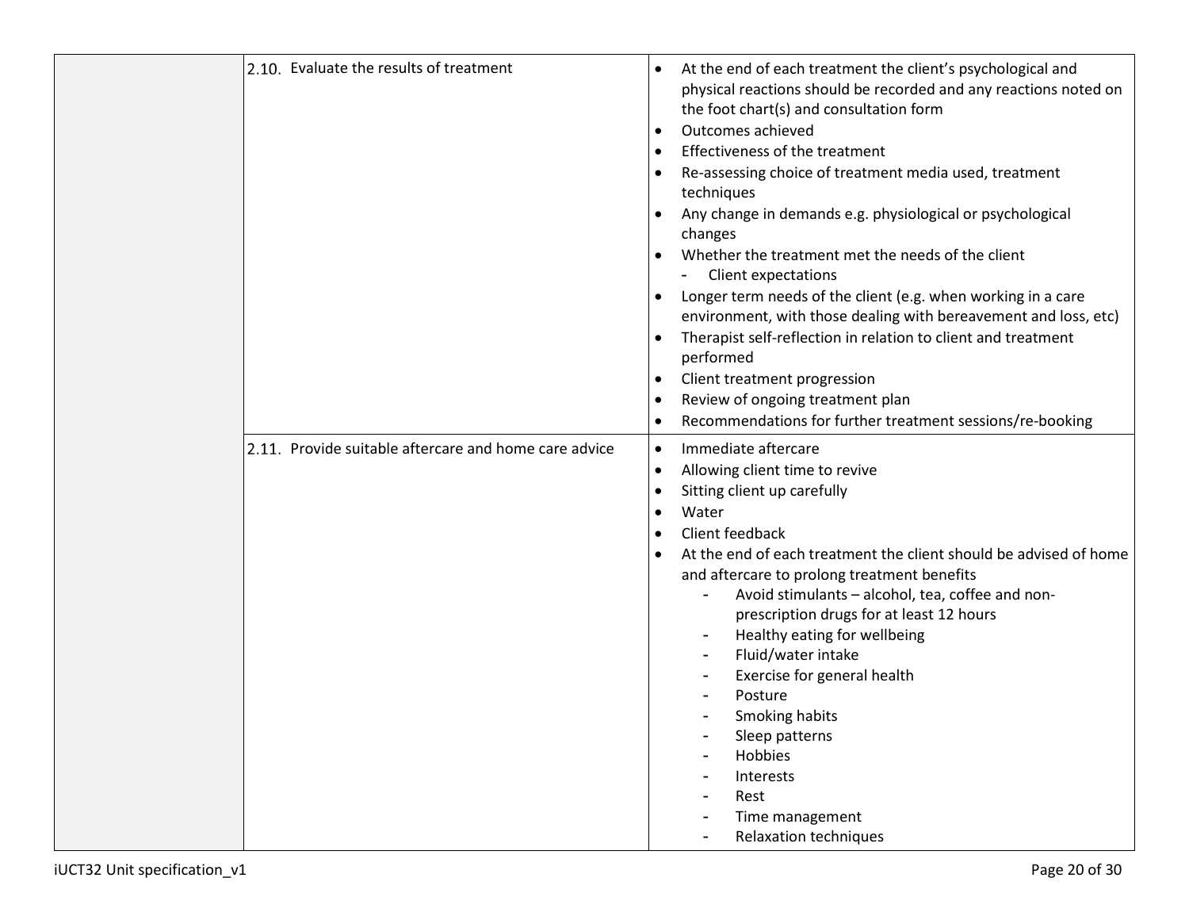| | | |
|---|---|---|
| | 2.10. Evaluate the results of treatment | • At the end of each treatment the client's psychological and physical reactions should be recorded and any reactions noted on the foot chart(s) and consultation form<br>• Outcomes achieved<br>• Effectiveness of the treatment<br>• Re-assessing choice of treatment media used, treatment techniques<br>• Any change in demands e.g. physiological or psychological changes<br>• Whether the treatment met the needs of the client<br>&nbsp;&nbsp;&nbsp;- Client expectations<br>• Longer term needs of the client (e.g. when working in a care environment, with those dealing with bereavement and loss, etc)<br>• Therapist self-reflection in relation to client and treatment performed<br>• Client treatment progression<br>• Review of ongoing treatment plan<br>• Recommendations for further treatment sessions/re-booking |
| | 2.11. Provide suitable aftercare and home care advice | • Immediate aftercare<br>• Allowing client time to revive<br>• Sitting client up carefully<br>• Water<br>• Client feedback<br>• At the end of each treatment the client should be advised of home and aftercare to prolong treatment benefits<br>&nbsp;&nbsp;&nbsp;- Avoid stimulants – alcohol, tea, coffee and non-prescription drugs for at least 12 hours<br>&nbsp;&nbsp;&nbsp;- Healthy eating for wellbeing<br>&nbsp;&nbsp;&nbsp;- Fluid/water intake<br>&nbsp;&nbsp;&nbsp;- Exercise for general health<br>&nbsp;&nbsp;&nbsp;- Posture<br>&nbsp;&nbsp;&nbsp;- Smoking habits<br>&nbsp;&nbsp;&nbsp;- Sleep patterns<br>&nbsp;&nbsp;&nbsp;- Hobbies<br>&nbsp;&nbsp;&nbsp;- Interests<br>&nbsp;&nbsp;&nbsp;- Rest<br>&nbsp;&nbsp;&nbsp;- Time management<br>&nbsp;&nbsp;&nbsp;- Relaxation techniques |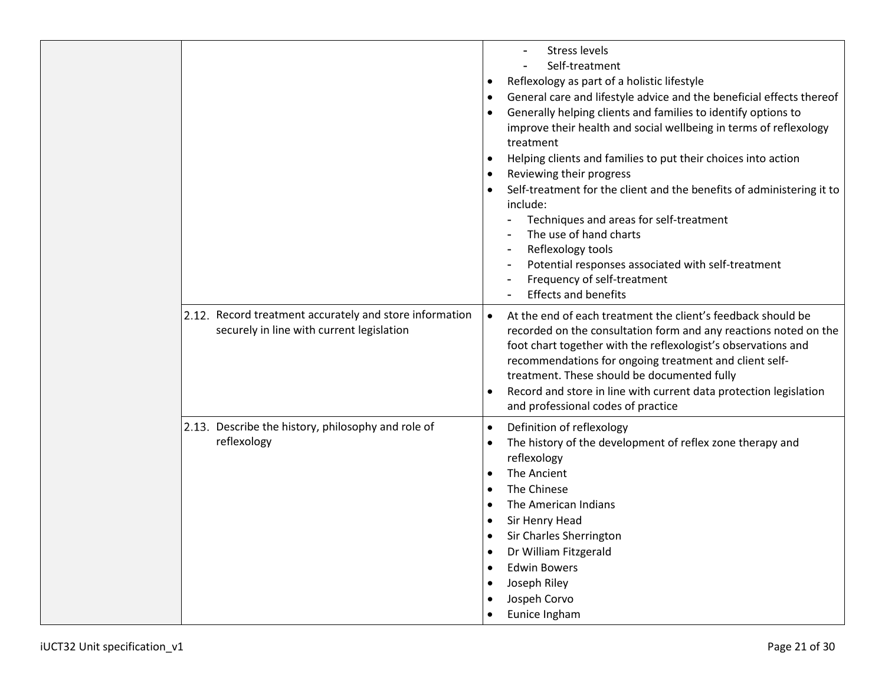| | | |
|---|---|---|
| | | - Stress levels<br>- Self-treatment<br>• Reflexology as part of a holistic lifestyle<br>• General care and lifestyle advice and the beneficial effects thereof<br>• Generally helping clients and families to identify options to improve their health and social wellbeing in terms of reflexology treatment<br>• Helping clients and families to put their choices into action<br>• Reviewing their progress<br>• Self-treatment for the client and the benefits of administering it to include:<br>- Techniques and areas for self-treatment<br>- The use of hand charts<br>- Reflexology tools<br>- Potential responses associated with self-treatment<br>- Frequency of self-treatment<br>- Effects and benefits |
| | 2.12. Record treatment accurately and store information securely in line with current legislation | • At the end of each treatment the client's feedback should be recorded on the consultation form and any reactions noted on the foot chart together with the reflexologist's observations and recommendations for ongoing treatment and client self-treatment. These should be documented fully<br>• Record and store in line with current data protection legislation and professional codes of practice |
| | 2.13. Describe the history, philosophy and role of reflexology | • Definition of reflexology<br>• The history of the development of reflex zone therapy and reflexology<br>• The Ancient<br>• The Chinese<br>• The American Indians<br>• Sir Henry Head<br>• Sir Charles Sherrington<br>• Dr William Fitzgerald<br>• Edwin Bowers<br>• Joseph Riley<br>• Jospeh Corvo<br>• Eunice Ingham |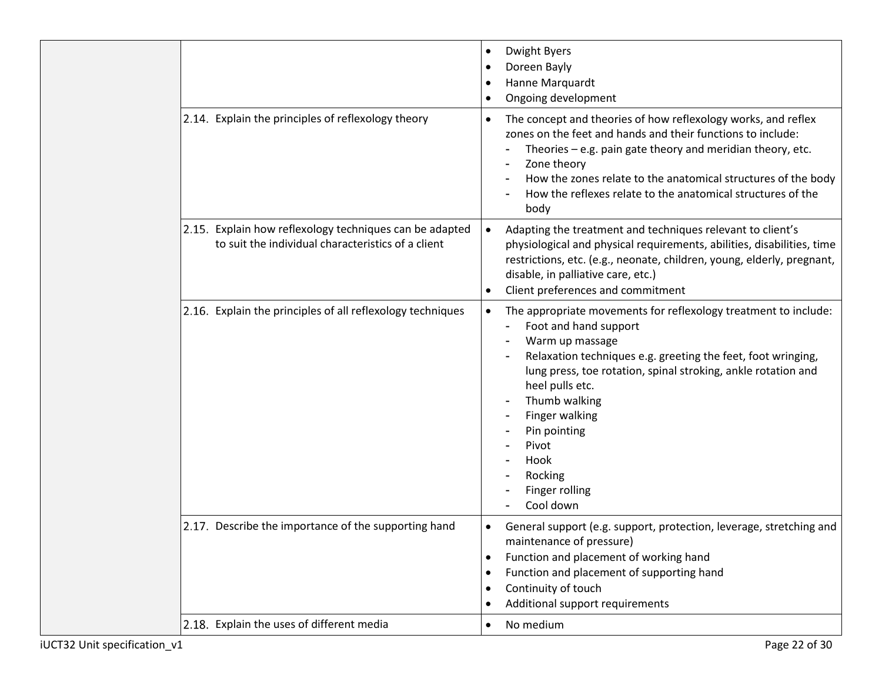| | | |
|---|---|---|
| | | • Dwight Byers<br>• Doreen Bayly<br>• Hanne Marquardt<br>• Ongoing development |
| | 2.14. Explain the principles of reflexology theory | • The concept and theories of how reflexology works, and reflex zones on the feet and hands and their functions to include:<br>- Theories – e.g. pain gate theory and meridian theory, etc.<br>- Zone theory<br>- How the zones relate to the anatomical structures of the body<br>- How the reflexes relate to the anatomical structures of the body |
| | 2.15. Explain how reflexology techniques can be adapted to suit the individual characteristics of a client | • Adapting the treatment and techniques relevant to client's physiological and physical requirements, abilities, disabilities, time restrictions, etc. (e.g., neonate, children, young, elderly, pregnant, disable, in palliative care, etc.)<br>• Client preferences and commitment |
| | 2.16. Explain the principles of all reflexology techniques | • The appropriate movements for reflexology treatment to include:<br>- Foot and hand support<br>- Warm up massage<br>- Relaxation techniques e.g. greeting the feet, foot wringing, lung press, toe rotation, spinal stroking, ankle rotation and heel pulls etc.<br>- Thumb walking<br>- Finger walking<br>- Pin pointing<br>- Pivot<br>- Hook<br>- Rocking<br>- Finger rolling<br>- Cool down |
| | 2.17. Describe the importance of the supporting hand | • General support (e.g. support, protection, leverage, stretching and maintenance of pressure)<br>• Function and placement of working hand<br>• Function and placement of supporting hand<br>• Continuity of touch<br>• Additional support requirements |
| | 2.18. Explain the uses of different media | • No medium |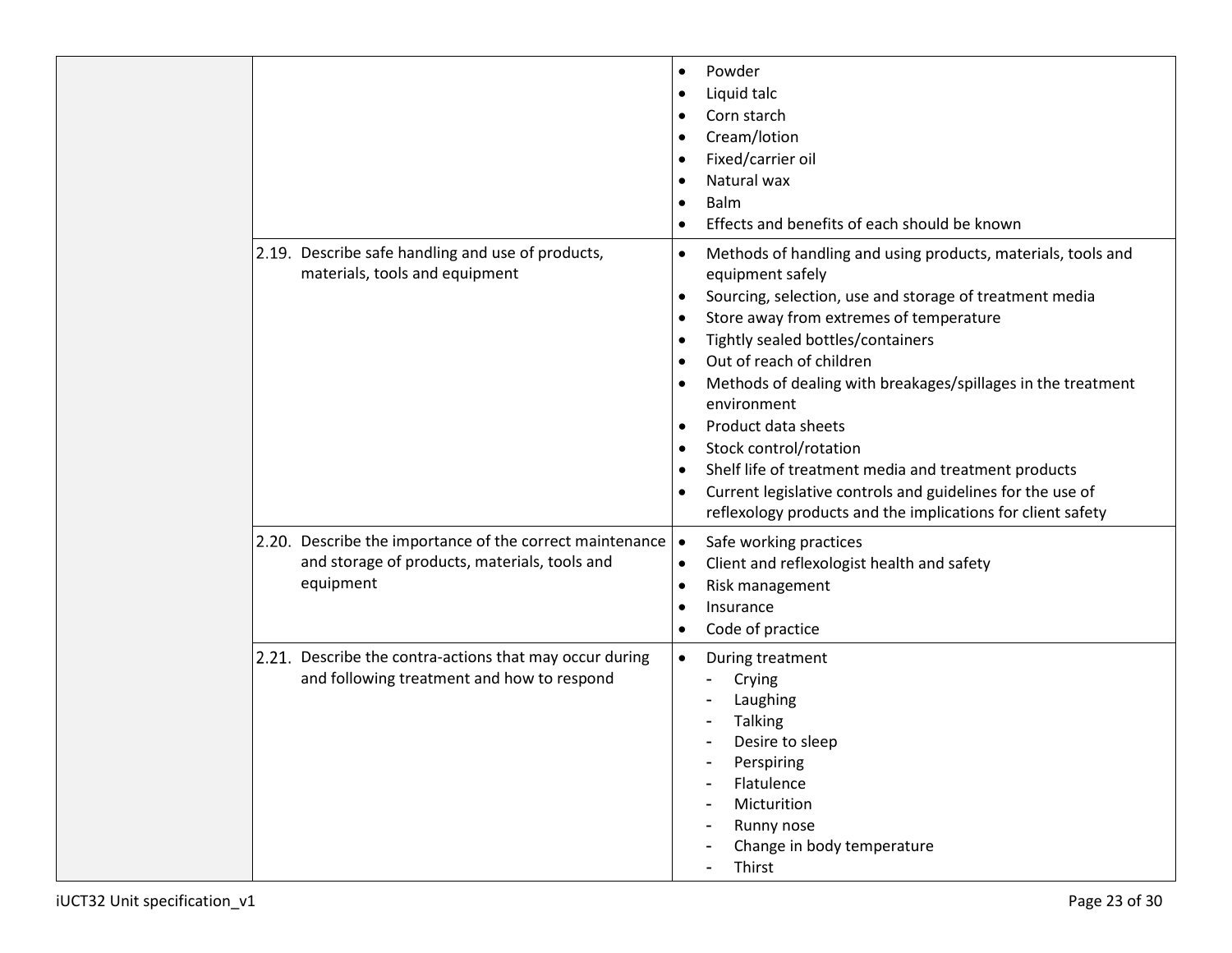| | | |
|---|---|---|
| | | • Powder<br>• Liquid talc<br>• Corn starch<br>• Cream/lotion<br>• Fixed/carrier oil<br>• Natural wax<br>• Balm<br>• Effects and benefits of each should be known |
| | 2.19. Describe safe handling and use of products, materials, tools and equipment | • Methods of handling and using products, materials, tools and equipment safely<br>• Sourcing, selection, use and storage of treatment media<br>• Store away from extremes of temperature<br>• Tightly sealed bottles/containers<br>• Out of reach of children<br>• Methods of dealing with breakages/spillages in the treatment environment<br>• Product data sheets<br>• Stock control/rotation<br>• Shelf life of treatment media and treatment products<br>• Current legislative controls and guidelines for the use of reflexology products and the implications for client safety |
| | 2.20. Describe the importance of the correct maintenance and storage of products, materials, tools and equipment | • Safe working practices<br>• Client and reflexologist health and safety<br>• Risk management<br>• Insurance<br>• Code of practice |
| | 2.21. Describe the contra-actions that may occur during and following treatment and how to respond | • During treatment<br>- Crying<br>- Laughing<br>- Talking<br>- Desire to sleep<br>- Perspiring<br>- Flatulence<br>- Micturition<br>- Runny nose<br>- Change in body temperature<br>- Thirst |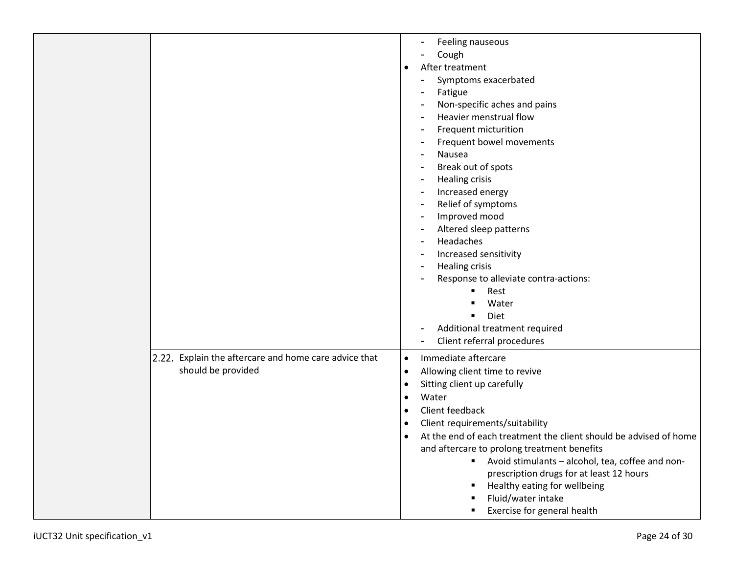| | | |
|---|---|---|
| | | - Feeling nauseous<br>- Cough<br>• After treatment<br>- Symptoms exacerbated<br>- Fatigue<br>- Non-specific aches and pains<br>- Heavier menstrual flow<br>- Frequent micturition<br>- Frequent bowel movements<br>- Nausea<br>- Break out of spots<br>- Healing crisis<br>- Increased energy<br>- Relief of symptoms<br>- Improved mood<br>- Altered sleep patterns<br>- Headaches<br>- Increased sensitivity<br>- Healing crisis<br>- Response to alleviate contra-actions:<br>▪ Rest<br>▪ Water<br>▪ Diet<br>- Additional treatment required<br>- Client referral procedures |
| | 2.22. Explain the aftercare and home care advice that should be provided | • Immediate aftercare<br>• Allowing client time to revive<br>• Sitting client up carefully<br>• Water<br>• Client feedback<br>• Client requirements/suitability<br>• At the end of each treatment the client should be advised of home and aftercare to prolong treatment benefits<br>▪ Avoid stimulants – alcohol, tea, coffee and non-prescription drugs for at least 12 hours<br>▪ Healthy eating for wellbeing<br>▪ Fluid/water intake<br>▪ Exercise for general health |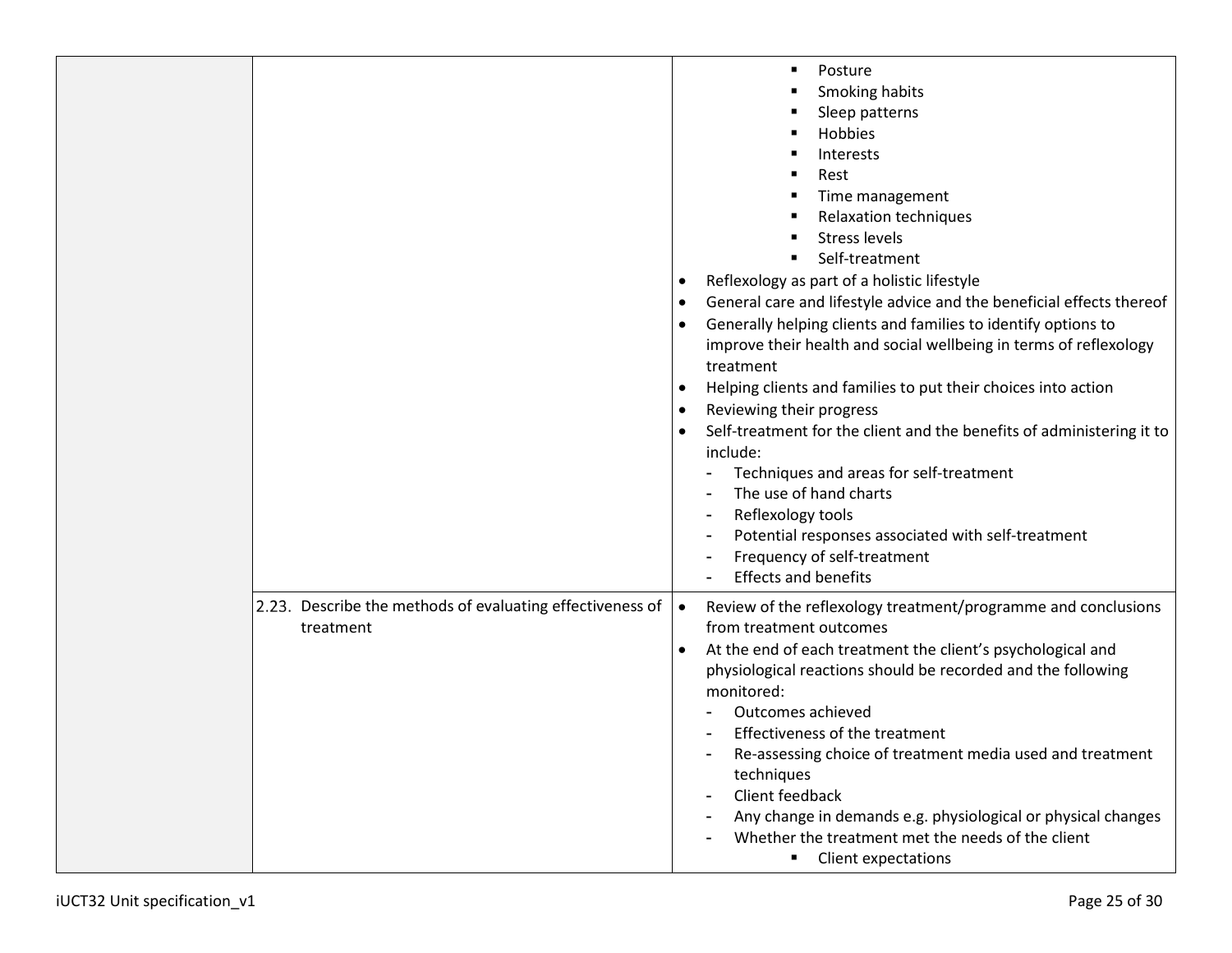| | | |
|---|---|---|
| | | ▪ Posture<br>▪ Smoking habits<br>▪ Sleep patterns<br>▪ Hobbies<br>▪ Interests<br>▪ Rest<br>▪ Time management<br>▪ Relaxation techniques<br>▪ Stress levels<br>▪ Self-treatment<br>• Reflexology as part of a holistic lifestyle<br>• General care and lifestyle advice and the beneficial effects thereof<br>• Generally helping clients and families to identify options to improve their health and social wellbeing in terms of reflexology treatment<br>• Helping clients and families to put their choices into action<br>• Reviewing their progress<br>• Self-treatment for the client and the benefits of administering it to include:<br>- Techniques and areas for self-treatment<br>- The use of hand charts<br>- Reflexology tools<br>- Potential responses associated with self-treatment<br>- Frequency of self-treatment<br>- Effects and benefits |
| | 2.23. Describe the methods of evaluating effectiveness of treatment | • Review of the reflexology treatment/programme and conclusions from treatment outcomes<br>• At the end of each treatment the client's psychological and physiological reactions should be recorded and the following monitored:<br>- Outcomes achieved<br>- Effectiveness of the treatment<br>- Re-assessing choice of treatment media used and treatment techniques<br>- Client feedback<br>- Any change in demands e.g. physiological or physical changes<br>- Whether the treatment met the needs of the client<br>▪ Client expectations |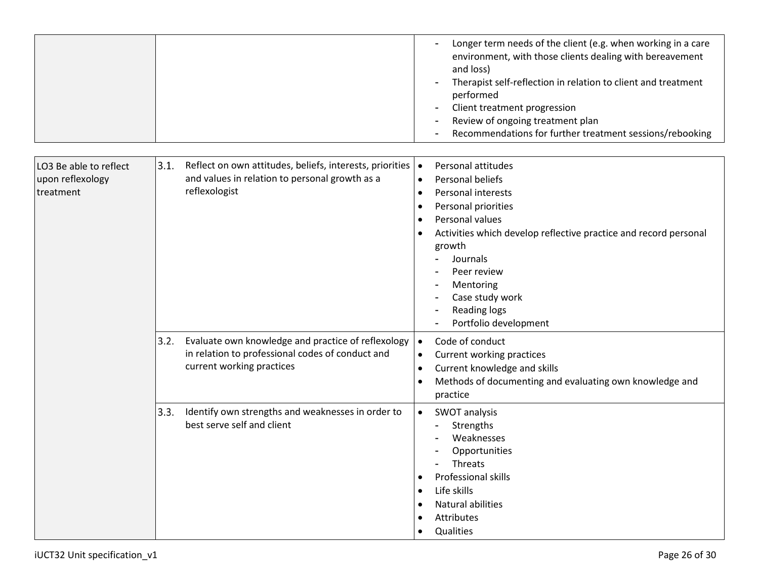| | | |
|---|---|---|
| | | - Longer term needs of the client (e.g. when working in a care environment, with those clients dealing with bereavement and loss)<br>- Therapist self-reflection in relation to client and treatment performed<br>- Client treatment progression<br>- Review of ongoing treatment plan<br>- Recommendations for further treatment sessions/rebooking |

| | | |
|---|---|---|
| LO3 Be able to reflect upon reflexology treatment | 3.1. Reflect on own attitudes, beliefs, interests, priorities and values in relation to personal growth as a reflexologist | • Personal attitudes<br>• Personal beliefs<br>• Personal interests<br>• Personal priorities<br>• Personal values<br>• Activities which develop reflective practice and record personal growth<br>- Journals<br>- Peer review<br>- Mentoring<br>- Case study work<br>- Reading logs<br>- Portfolio development |
| | 3.2. Evaluate own knowledge and practice of reflexology in relation to professional codes of conduct and current working practices | • Code of conduct<br>• Current working practices<br>• Current knowledge and skills<br>• Methods of documenting and evaluating own knowledge and practice |
| | 3.3. Identify own strengths and weaknesses in order to best serve self and client | • SWOT analysis<br>- Strengths<br>- Weaknesses<br>- Opportunities<br>- Threats<br>• Professional skills<br>• Life skills<br>• Natural abilities<br>• Attributes<br>• Qualities |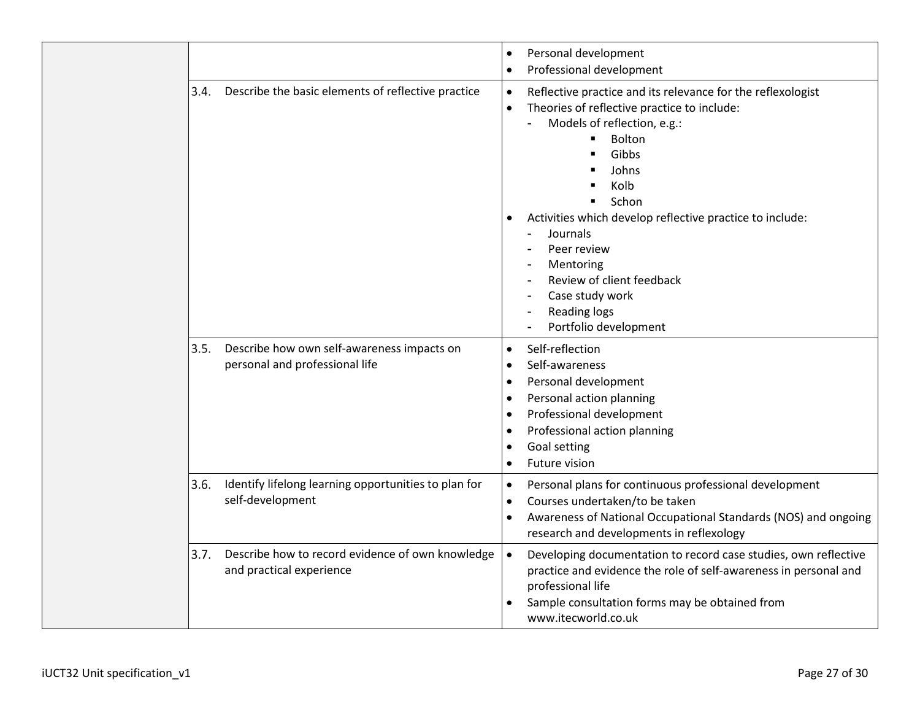| | | |
|---|---|---|
| | | • Personal development<br>• Professional development |
| | 3.4. Describe the basic elements of reflective practice | • Reflective practice and its relevance for the reflexologist<br>• Theories of reflective practice to include:<br>&nbsp;&nbsp;- Models of reflection, e.g.:<br>&nbsp;&nbsp;&nbsp;&nbsp;▪ Bolton<br>&nbsp;&nbsp;&nbsp;&nbsp;▪ Gibbs<br>&nbsp;&nbsp;&nbsp;&nbsp;▪ Johns<br>&nbsp;&nbsp;&nbsp;&nbsp;▪ Kolb<br>&nbsp;&nbsp;&nbsp;&nbsp;▪ Schon<br>• Activities which develop reflective practice to include:<br>&nbsp;&nbsp;- Journals<br>&nbsp;&nbsp;- Peer review<br>&nbsp;&nbsp;- Mentoring<br>&nbsp;&nbsp;- Review of client feedback<br>&nbsp;&nbsp;- Case study work<br>&nbsp;&nbsp;- Reading logs<br>&nbsp;&nbsp;- Portfolio development |
| | 3.5. Describe how own self-awareness impacts on personal and professional life | • Self-reflection<br>• Self-awareness<br>• Personal development<br>• Personal action planning<br>• Professional development<br>• Professional action planning<br>• Goal setting<br>• Future vision |
| | 3.6. Identify lifelong learning opportunities to plan for self-development | • Personal plans for continuous professional development<br>• Courses undertaken/to be taken<br>• Awareness of National Occupational Standards (NOS) and ongoing research and developments in reflexology |
| | 3.7. Describe how to record evidence of own knowledge and practical experience | • Developing documentation to record case studies, own reflective practice and evidence the role of self-awareness in personal and professional life<br>• Sample consultation forms may be obtained from www.itecworld.co.uk |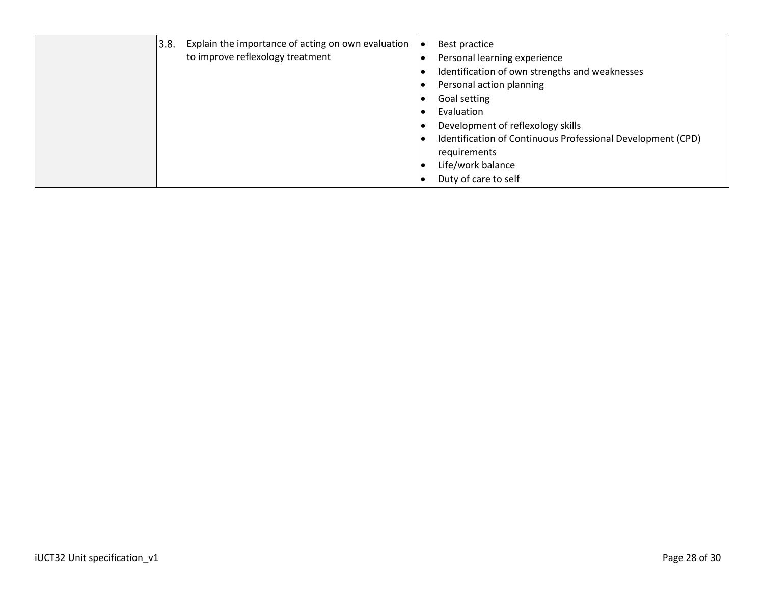| | | |
|---|---|---|
| | 3.8. Explain the importance of acting on own evaluation to improve reflexology treatment | • Best practice<br>• Personal learning experience<br>• Identification of own strengths and weaknesses<br>• Personal action planning<br>• Goal setting<br>• Evaluation<br>• Development of reflexology skills<br>• Identification of Continuous Professional Development (CPD) requirements<br>• Life/work balance<br>• Duty of care to self |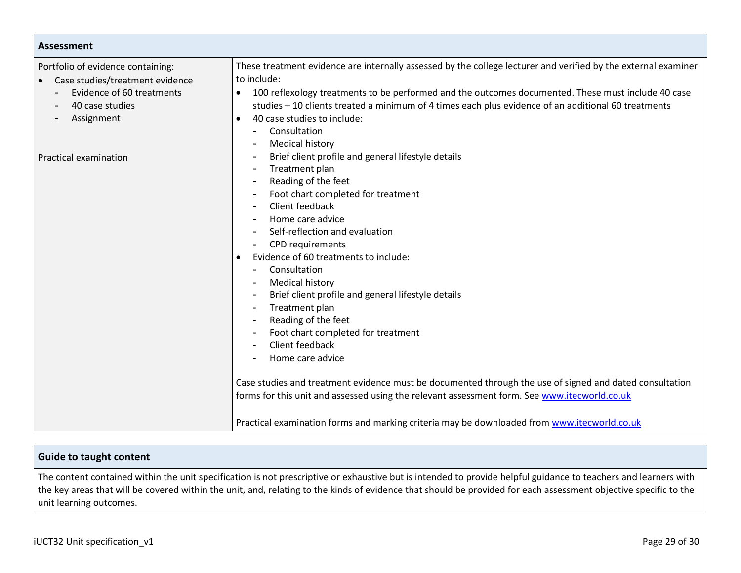| Assessment | |
|---|---|
| Portfolio of evidence containing:<br>• Case studies/treatment evidence<br>  - Evidence of 60 treatments<br>  - 40 case studies<br>  - Assignment<br><br>Practical examination | These treatment evidence are internally assessed by the college lecturer and verified by the external examiner to include:<br>• 100 reflexology treatments to be performed and the outcomes documented. These must include 40 case studies – 10 clients treated a minimum of 4 times each plus evidence of an additional 60 treatments<br>• 40 case studies to include:<br>  - Consultation<br>  - Medical history<br>  - Brief client profile and general lifestyle details<br>  - Treatment plan<br>  - Reading of the feet<br>  - Foot chart completed for treatment<br>  - Client feedback<br>  - Home care advice<br>  - Self-reflection and evaluation<br>  - CPD requirements<br>• Evidence of 60 treatments to include:<br>  - Consultation<br>  - Medical history<br>  - Brief client profile and general lifestyle details<br>  - Treatment plan<br>  - Reading of the feet<br>  - Foot chart completed for treatment<br>  - Client feedback<br>  - Home care advice<br><br>Case studies and treatment evidence must be documented through the use of signed and dated consultation forms for this unit and assessed using the relevant assessment form. See www.itecworld.co.uk<br><br>Practical examination forms and marking criteria may be downloaded from www.itecworld.co.uk |

| Guide to taught content |
|---|
| The content contained within the unit specification is not prescriptive or exhaustive but is intended to provide helpful guidance to teachers and learners with the key areas that will be covered within the unit, and, relating to the kinds of evidence that should be provided for each assessment objective specific to the unit learning outcomes. |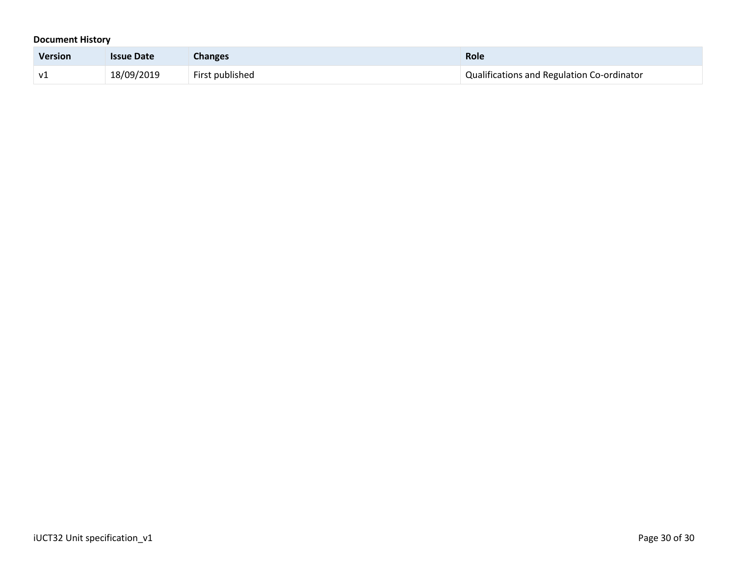**Document History**

| Version | Issue Date | Changes | Role |
| --- | --- | --- | --- |
| v1 | 18/09/2019 | First published | Qualifications and Regulation Co-ordinator |